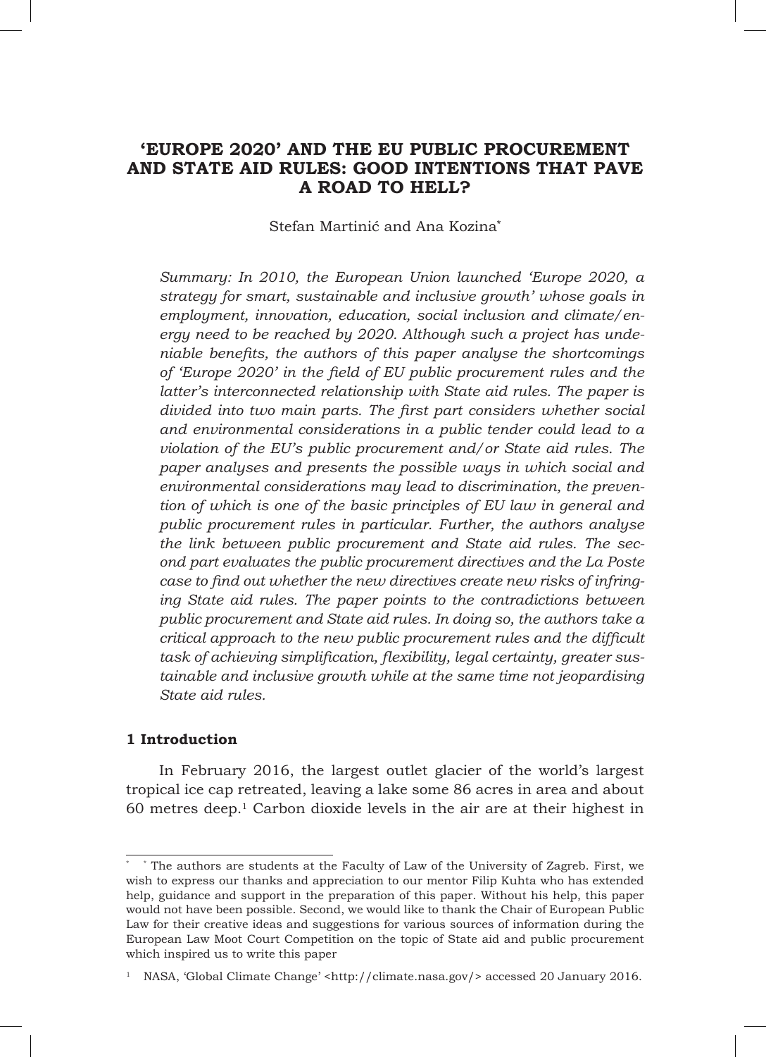# 'EUROPE 2020' AND THE EU PUBLIC PROCUREMENT AND STATE AID RULES: GOOD INTENTIONS THAT PAVE A ROAD TO HELL?

Stefan Martinić and Ana Kozina*

*Summary: In 2010, the European Union launched 'Europe 2020, a strategy for smart, sustainable and inclusive growth' whose goals in employment, innovation, education, social inclusion and climate/energy need to be reached by 2020. Although such a project has undeniable benefits, the authors of this paper analyse the shortcomings of 'Europe 2020' in the field of EU public procurement rules and the latter's interconnected relationship with State aid rules. The paper is divided into two main parts. The first part considers whether social and environmental considerations in a public tender could lead to a violation of the EU's public procurement and/or State aid rules. The paper analyses and presents the possible ways in which social and environmental considerations may lead to discrimination, the prevention of which is one of the basic principles of EU law in general and public procurement rules in particular. Further, the authors analyse the link between public procurement and State aid rules. The second part evaluates the public procurement directives and the La Poste case to find out whether the new directives create new risks of infringing State aid rules. The paper points to the contradictions between public procurement and State aid rules. In doing so, the authors take a critical approach to the new public procurement rules and the difficult task of achieving simplification, flexibility, legal certainty, greater sustainable and inclusive growth while at the same time not jeopardising State aid rules.*

## 1 Introduction

In February 2016, the largest outlet glacier of the world's largest tropical ice cap retreated, leaving a lake some 86 acres in area and about 60 metres deep.[1] Carbon dioxide levels in the air are at their highest in

---

\* The authors are students at the Faculty of Law of the University of Zagreb. First, we wish to express our thanks and appreciation to our mentor Filip Kuhta who has extended help, guidance and support in the preparation of this paper. Without his help, this paper would not have been possible. Second, we would like to thank the Chair of European Public Law for their creative ideas and suggestions for various sources of information during the European Law Moot Court Competition on the topic of State aid and public procurement which inspired us to write this paper

[1] NASA, 'Global Climate Change' <http://climate.nasa.gov/> accessed 20 January 2016.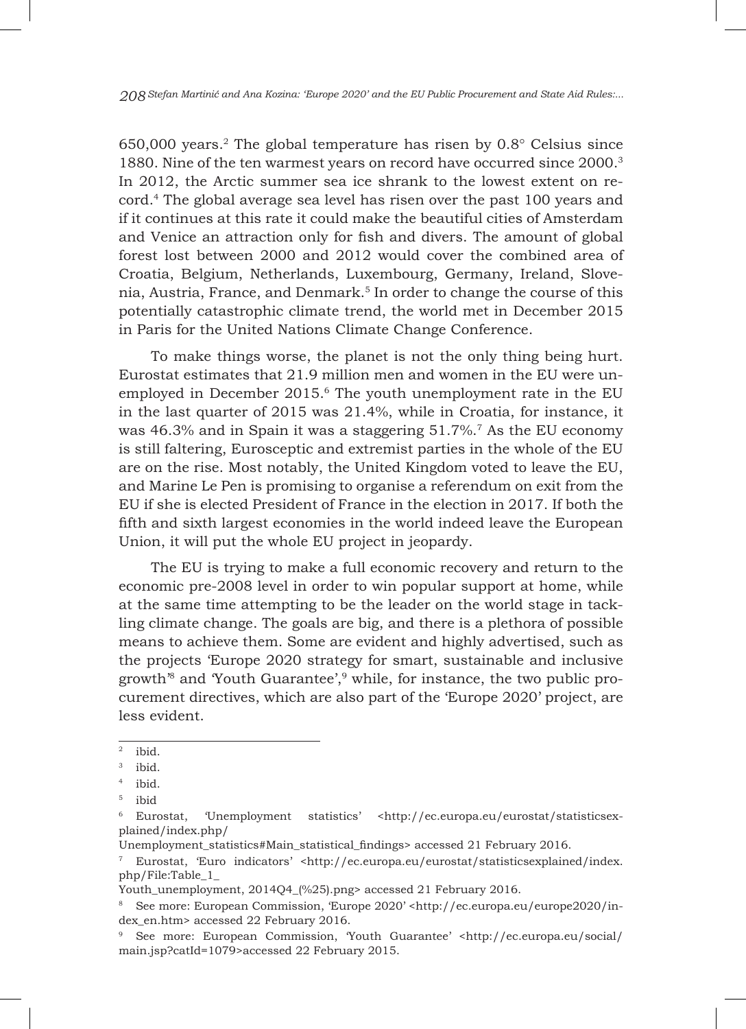650,000 years.[2] The global temperature has risen by 0.8° Celsius since 1880. Nine of the ten warmest years on record have occurred since 2000.[3] In 2012, the Arctic summer sea ice shrank to the lowest extent on record.[4] The global average sea level has risen over the past 100 years and if it continues at this rate it could make the beautiful cities of Amsterdam and Venice an attraction only for fish and divers. The amount of global forest lost between 2000 and 2012 would cover the combined area of Croatia, Belgium, Netherlands, Luxembourg, Germany, Ireland, Slovenia, Austria, France, and Denmark.[5] In order to change the course of this potentially catastrophic climate trend, the world met in December 2015 in Paris for the United Nations Climate Change Conference.

To make things worse, the planet is not the only thing being hurt. Eurostat estimates that 21.9 million men and women in the EU were unemployed in December 2015.[6] The youth unemployment rate in the EU in the last quarter of 2015 was 21.4%, while in Croatia, for instance, it was 46.3% and in Spain it was a staggering 51.7%.[7] As the EU economy is still faltering, Eurosceptic and extremist parties in the whole of the EU are on the rise. Most notably, the United Kingdom voted to leave the EU, and Marine Le Pen is promising to organise a referendum on exit from the EU if she is elected President of France in the election in 2017. If both the fifth and sixth largest economies in the world indeed leave the European Union, it will put the whole EU project in jeopardy.

The EU is trying to make a full economic recovery and return to the economic pre-2008 level in order to win popular support at home, while at the same time attempting to be the leader on the world stage in tackling climate change. The goals are big, and there is a plethora of possible means to achieve them. Some are evident and highly advertised, such as the projects 'Europe 2020 strategy for smart, sustainable and inclusive growth'[8] and 'Youth Guarantee',[9] while, for instance, the two public procurement directives, which are also part of the 'Europe 2020' project, are less evident.

---

[2] ibid.

[3] ibid.

[4] ibid.

[5] ibid

[6] Eurostat, 'Unemployment statistics' <http://ec.europa.eu/eurostat/statisticsexplained/index.php/Unemployment_statistics#Main_statistical_findings> accessed 21 February 2016.

[7] Eurostat, 'Euro indicators' <http://ec.europa.eu/eurostat/statisticsexplained/index.php/File:Table_1_Youth_unemployment, 2014Q4_(%25).png> accessed 21 February 2016.

[8] See more: European Commission, 'Europe 2020' <http://ec.europa.eu/europe2020/index_en.htm> accessed 22 February 2016.

[9] See more: European Commission, 'Youth Guarantee' <http://ec.europa.eu/social/main.jsp?catId=1079>accessed 22 February 2015.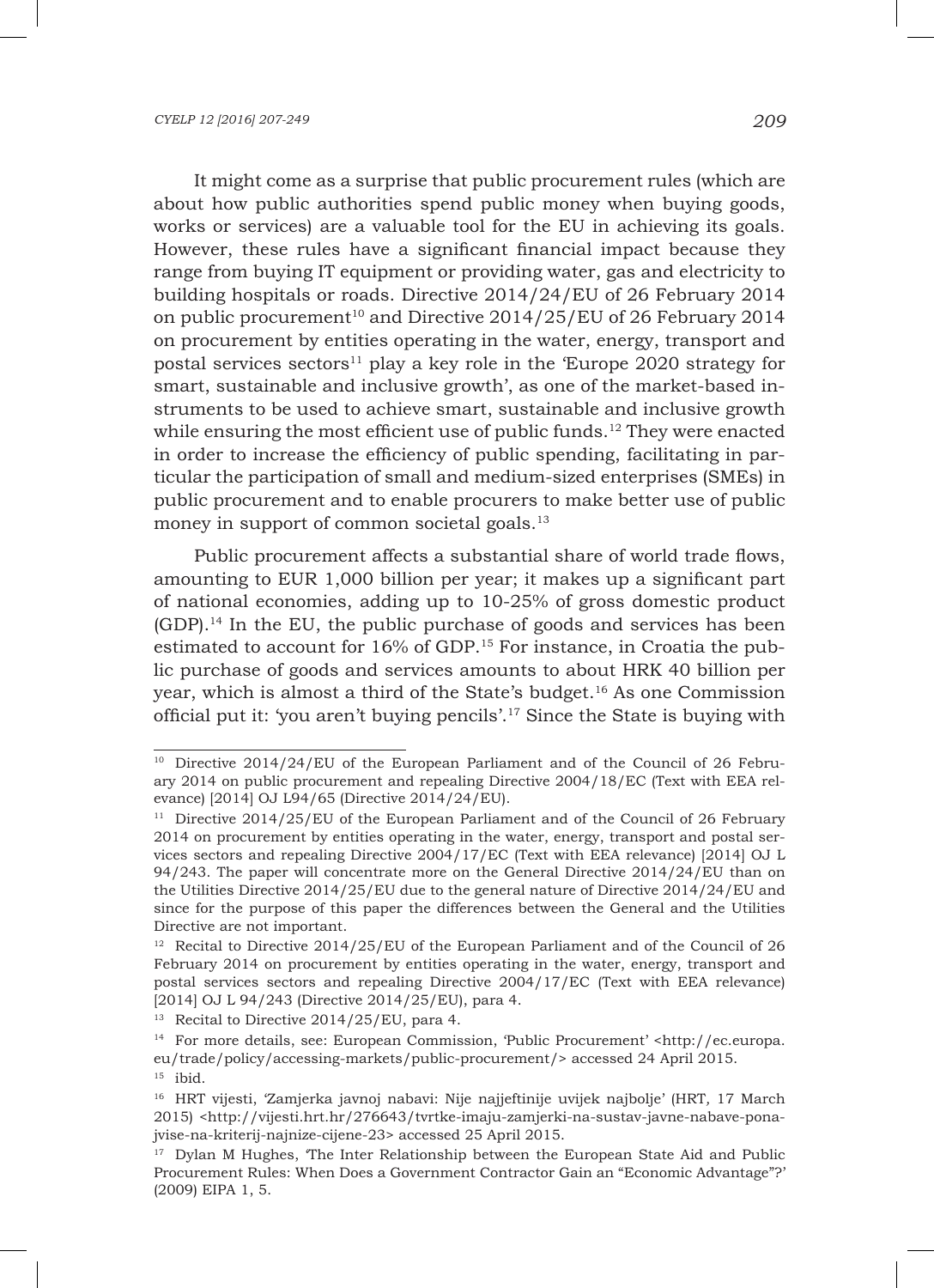It might come as a surprise that public procurement rules (which are about how public authorities spend public money when buying goods, works or services) are a valuable tool for the EU in achieving its goals. However, these rules have a significant financial impact because they range from buying IT equipment or providing water, gas and electricity to building hospitals or roads. Directive 2014/24/EU of 26 February 2014 on public procurement[10] and Directive 2014/25/EU of 26 February 2014 on procurement by entities operating in the water, energy, transport and postal services sectors[11] play a key role in the 'Europe 2020 strategy for smart, sustainable and inclusive growth', as one of the market-based instruments to be used to achieve smart, sustainable and inclusive growth while ensuring the most efficient use of public funds.[12] They were enacted in order to increase the efficiency of public spending, facilitating in particular the participation of small and medium-sized enterprises (SMEs) in public procurement and to enable procurers to make better use of public money in support of common societal goals.[13]

Public procurement affects a substantial share of world trade flows, amounting to EUR 1,000 billion per year; it makes up a significant part of national economies, adding up to 10-25% of gross domestic product (GDP).[14] In the EU, the public purchase of goods and services has been estimated to account for 16% of GDP.[15] For instance, in Croatia the public purchase of goods and services amounts to about HRK 40 billion per year, which is almost a third of the State's budget.[16] As one Commission official put it: 'you aren't buying pencils'.[17] Since the State is buying with

---

[10] Directive 2014/24/EU of the European Parliament and of the Council of 26 February 2014 on public procurement and repealing Directive 2004/18/EC (Text with EEA relevance) [2014] OJ L94/65 (Directive 2014/24/EU).

[11] Directive 2014/25/EU of the European Parliament and of the Council of 26 February 2014 on procurement by entities operating in the water, energy, transport and postal services sectors and repealing Directive 2004/17/EC (Text with EEA relevance) [2014] OJ L 94/243. The paper will concentrate more on the General Directive 2014/24/EU than on the Utilities Directive 2014/25/EU due to the general nature of Directive 2014/24/EU and since for the purpose of this paper the differences between the General and the Utilities Directive are not important.

[12] Recital to Directive 2014/25/EU of the European Parliament and of the Council of 26 February 2014 on procurement by entities operating in the water, energy, transport and postal services sectors and repealing Directive 2004/17/EC (Text with EEA relevance) [2014] OJ L 94/243 (Directive 2014/25/EU), para 4.

[13] Recital to Directive 2014/25/EU, para 4.

[14] For more details, see: European Commission, 'Public Procurement' <http://ec.europa.eu/trade/policy/accessing-markets/public-procurement/> accessed 24 April 2015.

[15] ibid.

[16] HRT vijesti, 'Zamjerka javnoj nabavi: Nije najjeftinije uvijek najbolje' (HRT, 17 March 2015) <http://vijesti.hrt.hr/276643/tvrtke-imaju-zamjerki-na-sustav-javne-nabave-ponajvise-na-kriterij-najnize-cijene-23> accessed 25 April 2015.

[17] Dylan M Hughes, 'The Inter Relationship between the European State Aid and Public Procurement Rules: When Does a Government Contractor Gain an "Economic Advantage"?' (2009) EIPA 1, 5.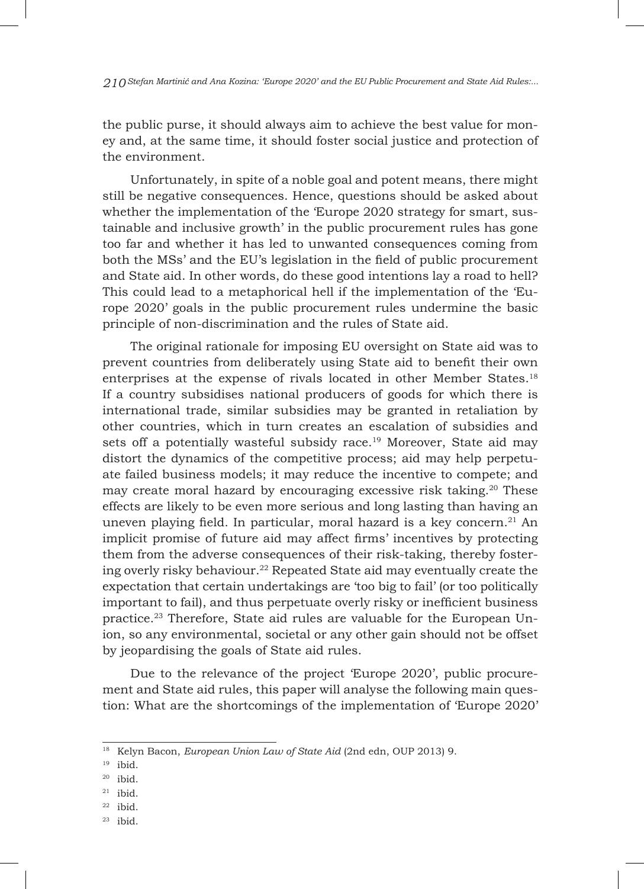the public purse, it should always aim to achieve the best value for money and, at the same time, it should foster social justice and protection of the environment.

Unfortunately, in spite of a noble goal and potent means, there might still be negative consequences. Hence, questions should be asked about whether the implementation of the 'Europe 2020 strategy for smart, sustainable and inclusive growth' in the public procurement rules has gone too far and whether it has led to unwanted consequences coming from both the MSs' and the EU's legislation in the field of public procurement and State aid. In other words, do these good intentions lay a road to hell? This could lead to a metaphorical hell if the implementation of the 'Europe 2020' goals in the public procurement rules undermine the basic principle of non-discrimination and the rules of State aid.

The original rationale for imposing EU oversight on State aid was to prevent countries from deliberately using State aid to benefit their own enterprises at the expense of rivals located in other Member States.[18] If a country subsidises national producers of goods for which there is international trade, similar subsidies may be granted in retaliation by other countries, which in turn creates an escalation of subsidies and sets off a potentially wasteful subsidy race.[19] Moreover, State aid may distort the dynamics of the competitive process; aid may help perpetuate failed business models; it may reduce the incentive to compete; and may create moral hazard by encouraging excessive risk taking.[20] These effects are likely to be even more serious and long lasting than having an uneven playing field. In particular, moral hazard is a key concern.[21] An implicit promise of future aid may affect firms' incentives by protecting them from the adverse consequences of their risk-taking, thereby fostering overly risky behaviour.[22] Repeated State aid may eventually create the expectation that certain undertakings are 'too big to fail' (or too politically important to fail), and thus perpetuate overly risky or inefficient business practice.[23] Therefore, State aid rules are valuable for the European Union, so any environmental, societal or any other gain should not be offset by jeopardising the goals of State aid rules.

Due to the relevance of the project 'Europe 2020', public procurement and State aid rules, this paper will analyse the following main question: What are the shortcomings of the implementation of 'Europe 2020'

---

[18] Kelyn Bacon, *European Union Law of State Aid* (2nd edn, OUP 2013) 9.

[19] ibid.

[20] ibid.

[21] ibid.

[22] ibid.

[23] ibid.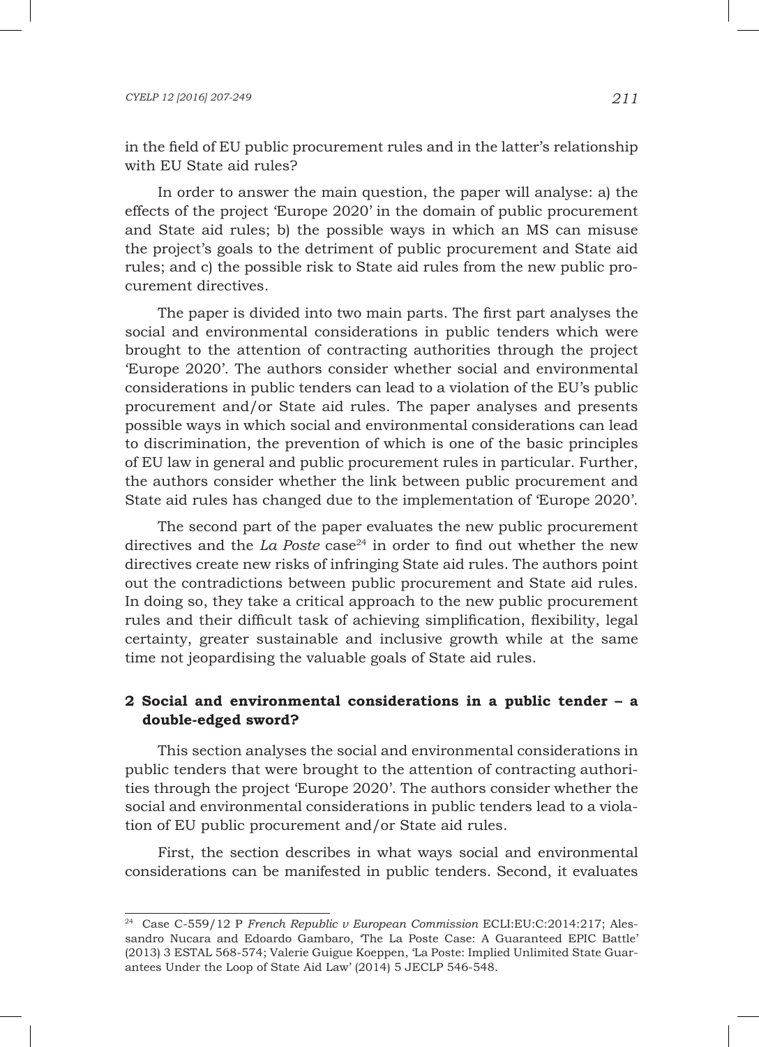in the field of EU public procurement rules and in the latter's relationship with EU State aid rules?

In order to answer the main question, the paper will analyse: a) the effects of the project 'Europe 2020' in the domain of public procurement and State aid rules; b) the possible ways in which an MS can misuse the project's goals to the detriment of public procurement and State aid rules; and c) the possible risk to State aid rules from the new public procurement directives.

The paper is divided into two main parts. The first part analyses the social and environmental considerations in public tenders which were brought to the attention of contracting authorities through the project 'Europe 2020'. The authors consider whether social and environmental considerations in public tenders can lead to a violation of the EU's public procurement and/or State aid rules. The paper analyses and presents possible ways in which social and environmental considerations can lead to discrimination, the prevention of which is one of the basic principles of EU law in general and public procurement rules in particular. Further, the authors consider whether the link between public procurement and State aid rules has changed due to the implementation of 'Europe 2020'.

The second part of the paper evaluates the new public procurement directives and the *La Poste* case[24] in order to find out whether the new directives create new risks of infringing State aid rules. The authors point out the contradictions between public procurement and State aid rules. In doing so, they take a critical approach to the new public procurement rules and their difficult task of achieving simplification, flexibility, legal certainty, greater sustainable and inclusive growth while at the same time not jeopardising the valuable goals of State aid rules.

## 2 Social and environmental considerations in a public tender – a double-edged sword?

This section analyses the social and environmental considerations in public tenders that were brought to the attention of contracting authorities through the project 'Europe 2020'. The authors consider whether the social and environmental considerations in public tenders lead to a violation of EU public procurement and/or State aid rules.

First, the section describes in what ways social and environmental considerations can be manifested in public tenders. Second, it evaluates

---

[24] Case C-559/12 P *French Republic v European Commission* ECLI:EU:C:2014:217; Alessandro Nucara and Edoardo Gambaro, 'The La Poste Case: A Guaranteed EPIC Battle' (2013) 3 ESTAL 568-574; Valerie Guigue Koeppen, 'La Poste: Implied Unlimited State Guarantees Under the Loop of State Aid Law' (2014) 5 JECLP 546-548.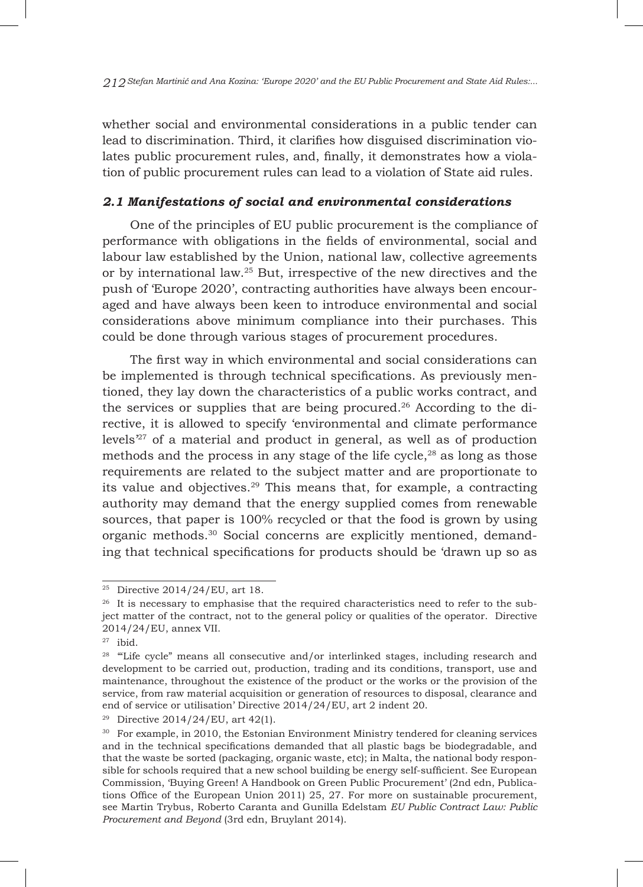whether social and environmental considerations in a public tender can lead to discrimination. Third, it clarifies how disguised discrimination violates public procurement rules, and, finally, it demonstrates how a violation of public procurement rules can lead to a violation of State aid rules.

### *2.1 Manifestations of social and environmental considerations*

One of the principles of EU public procurement is the compliance of performance with obligations in the fields of environmental, social and labour law established by the Union, national law, collective agreements or by international law.[25] But, irrespective of the new directives and the push of 'Europe 2020', contracting authorities have always been encouraged and have always been keen to introduce environmental and social considerations above minimum compliance into their purchases. This could be done through various stages of procurement procedures.

The first way in which environmental and social considerations can be implemented is through technical specifications. As previously mentioned, they lay down the characteristics of a public works contract, and the services or supplies that are being procured.[26] According to the directive, it is allowed to specify 'environmental and climate performance levels'[27] of a material and product in general, as well as of production methods and the process in any stage of the life cycle,[28] as long as those requirements are related to the subject matter and are proportionate to its value and objectives.[29] This means that, for example, a contracting authority may demand that the energy supplied comes from renewable sources, that paper is 100% recycled or that the food is grown by using organic methods.[30] Social concerns are explicitly mentioned, demanding that technical specifications for products should be 'drawn up so as

---

[25] Directive 2014/24/EU, art 18.

[26] It is necessary to emphasise that the required characteristics need to refer to the subject matter of the contract, not to the general policy or qualities of the operator. Directive 2014/24/EU, annex VII.

[27] ibid.

[28] '"Life cycle" means all consecutive and/or interlinked stages, including research and development to be carried out, production, trading and its conditions, transport, use and maintenance, throughout the existence of the product or the works or the provision of the service, from raw material acquisition or generation of resources to disposal, clearance and end of service or utilisation' Directive 2014/24/EU, art 2 indent 20.

[29] Directive 2014/24/EU, art 42(1).

[30] For example, in 2010, the Estonian Environment Ministry tendered for cleaning services and in the technical specifications demanded that all plastic bags be biodegradable, and that the waste be sorted (packaging, organic waste, etc); in Malta, the national body responsible for schools required that a new school building be energy self-sufficient. See European Commission, 'Buying Green! A Handbook on Green Public Procurement' (2nd edn, Publications Office of the European Union 2011) 25, 27. For more on sustainable procurement, see Martin Trybus, Roberto Caranta and Gunilla Edelstam *EU Public Contract Law: Public Procurement and Beyond* (3rd edn, Bruylant 2014).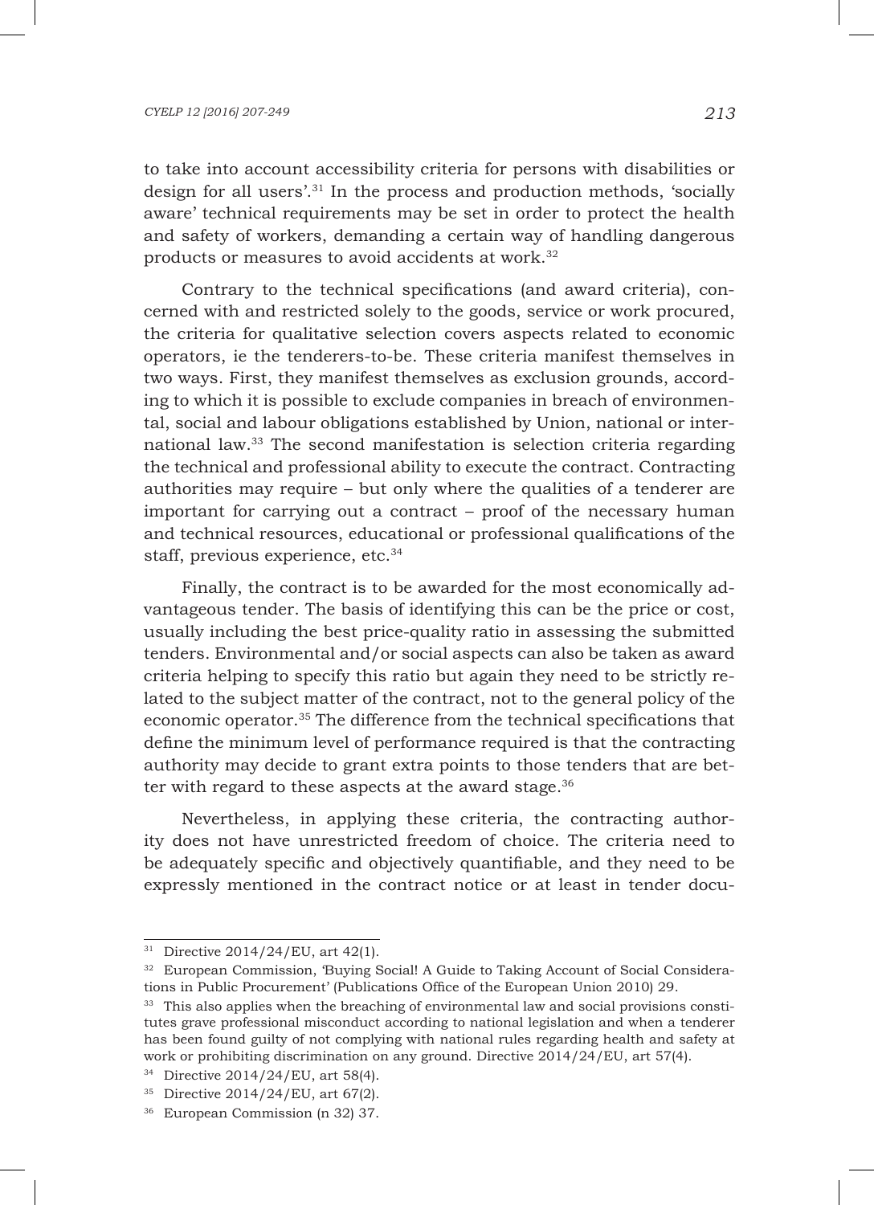to take into account accessibility criteria for persons with disabilities or design for all users'.[31] In the process and production methods, 'socially aware' technical requirements may be set in order to protect the health and safety of workers, demanding a certain way of handling dangerous products or measures to avoid accidents at work.[32]

Contrary to the technical specifications (and award criteria), concerned with and restricted solely to the goods, service or work procured, the criteria for qualitative selection covers aspects related to economic operators, ie the tenderers-to-be. These criteria manifest themselves in two ways. First, they manifest themselves as exclusion grounds, according to which it is possible to exclude companies in breach of environmental, social and labour obligations established by Union, national or international law.[33] The second manifestation is selection criteria regarding the technical and professional ability to execute the contract. Contracting authorities may require – but only where the qualities of a tenderer are important for carrying out a contract – proof of the necessary human and technical resources, educational or professional qualifications of the staff, previous experience, etc.[34]

Finally, the contract is to be awarded for the most economically advantageous tender. The basis of identifying this can be the price or cost, usually including the best price-quality ratio in assessing the submitted tenders. Environmental and/or social aspects can also be taken as award criteria helping to specify this ratio but again they need to be strictly related to the subject matter of the contract, not to the general policy of the economic operator.[35] The difference from the technical specifications that define the minimum level of performance required is that the contracting authority may decide to grant extra points to those tenders that are better with regard to these aspects at the award stage.[36]

Nevertheless, in applying these criteria, the contracting authority does not have unrestricted freedom of choice. The criteria need to be adequately specific and objectively quantifiable, and they need to be expressly mentioned in the contract notice or at least in tender docu-

---

[31] Directive 2014/24/EU, art 42(1).

[32] European Commission, 'Buying Social! A Guide to Taking Account of Social Considerations in Public Procurement' (Publications Office of the European Union 2010) 29.

[33] This also applies when the breaching of environmental law and social provisions constitutes grave professional misconduct according to national legislation and when a tenderer has been found guilty of not complying with national rules regarding health and safety at work or prohibiting discrimination on any ground. Directive 2014/24/EU, art 57(4).

[34] Directive 2014/24/EU, art 58(4).

[35] Directive 2014/24/EU, art 67(2).

[36] European Commission (n 32) 37.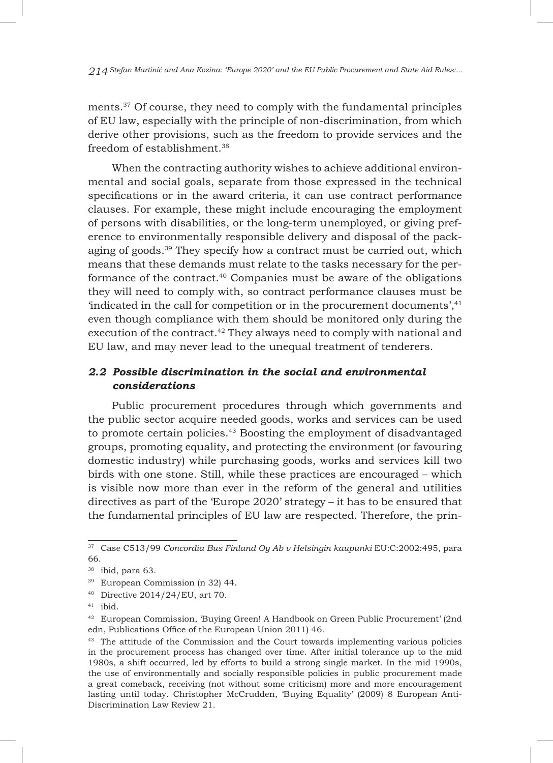ments.[37] Of course, they need to comply with the fundamental principles of EU law, especially with the principle of non-discrimination, from which derive other provisions, such as the freedom to provide services and the freedom of establishment.[38]

When the contracting authority wishes to achieve additional environmental and social goals, separate from those expressed in the technical specifications or in the award criteria, it can use contract performance clauses. For example, these might include encouraging the employment of persons with disabilities, or the long-term unemployed, or giving preference to environmentally responsible delivery and disposal of the packaging of goods.[39] They specify how a contract must be carried out, which means that these demands must relate to the tasks necessary for the performance of the contract.[40] Companies must be aware of the obligations they will need to comply with, so contract performance clauses must be 'indicated in the call for competition or in the procurement documents',[41] even though compliance with them should be monitored only during the execution of the contract.[42] They always need to comply with national and EU law, and may never lead to the unequal treatment of tenderers.

### *2.2 Possible discrimination in the social and environmental considerations*

Public procurement procedures through which governments and the public sector acquire needed goods, works and services can be used to promote certain policies.[43] Boosting the employment of disadvantaged groups, promoting equality, and protecting the environment (or favouring domestic industry) while purchasing goods, works and services kill two birds with one stone. Still, while these practices are encouraged – which is visible now more than ever in the reform of the general and utilities directives as part of the 'Europe 2020' strategy – it has to be ensured that the fundamental principles of EU law are respected. Therefore, the prin-

---

[37] Case C513/99 *Concordia Bus Finland Oy Ab v Helsingin kaupunki* EU:C:2002:495, para 66.

[38] ibid, para 63.

[39] European Commission (n 32) 44.

[40] Directive 2014/24/EU, art 70.

[41] ibid.

[42] European Commission, 'Buying Green! A Handbook on Green Public Procurement' (2nd edn, Publications Office of the European Union 2011) 46.

[43] The attitude of the Commission and the Court towards implementing various policies in the procurement process has changed over time. After initial tolerance up to the mid 1980s, a shift occurred, led by efforts to build a strong single market. In the mid 1990s, the use of environmentally and socially responsible policies in public procurement made a great comeback, receiving (not without some criticism) more and more encouragement lasting until today. Christopher McCrudden, 'Buying Equality' (2009) 8 European Anti-Discrimination Law Review 21.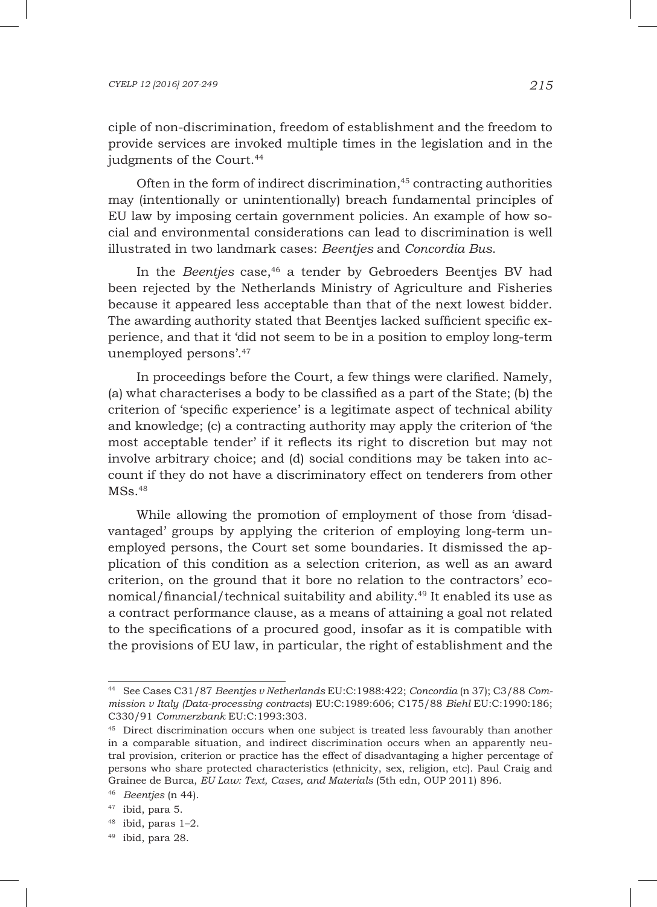ciple of non-discrimination, freedom of establishment and the freedom to provide services are invoked multiple times in the legislation and in the judgments of the Court.[44]

Often in the form of indirect discrimination,[45] contracting authorities may (intentionally or unintentionally) breach fundamental principles of EU law by imposing certain government policies. An example of how social and environmental considerations can lead to discrimination is well illustrated in two landmark cases: *Beentjes* and *Concordia Bus*.

In the *Beentjes* case,[46] a tender by Gebroeders Beentjes BV had been rejected by the Netherlands Ministry of Agriculture and Fisheries because it appeared less acceptable than that of the next lowest bidder. The awarding authority stated that Beentjes lacked sufficient specific experience, and that it 'did not seem to be in a position to employ long-term unemployed persons'.[47]

In proceedings before the Court, a few things were clarified. Namely, (a) what characterises a body to be classified as a part of the State; (b) the criterion of 'specific experience' is a legitimate aspect of technical ability and knowledge; (c) a contracting authority may apply the criterion of 'the most acceptable tender' if it reflects its right to discretion but may not involve arbitrary choice; and (d) social conditions may be taken into account if they do not have a discriminatory effect on tenderers from other MSs.[48]

While allowing the promotion of employment of those from 'disadvantaged' groups by applying the criterion of employing long-term unemployed persons, the Court set some boundaries. It dismissed the application of this condition as a selection criterion, as well as an award criterion, on the ground that it bore no relation to the contractors' economical/financial/technical suitability and ability.[49] It enabled its use as a contract performance clause, as a means of attaining a goal not related to the specifications of a procured good, insofar as it is compatible with the provisions of EU law, in particular, the right of establishment and the

---

[44] See Cases C31/87 *Beentjes v Netherlands* EU:C:1988:422; *Concordia* (n 37); C3/88 *Commission v Italy (Data-processing contracts*) EU:C:1989:606; C175/88 *Biehl* EU:C:1990:186; C330/91 *Commerzbank* EU:C:1993:303.

[45] Direct discrimination occurs when one subject is treated less favourably than another in a comparable situation, and indirect discrimination occurs when an apparently neutral provision, criterion or practice has the effect of disadvantaging a higher percentage of persons who share protected characteristics (ethnicity, sex, religion, etc). Paul Craig and Grainee de Burca, *EU Law: Text, Cases, and Materials* (5th edn, OUP 2011) 896.

[46] *Beentjes* (n 44).

[47] ibid, para 5.

[48] ibid, paras 1–2.

[49] ibid, para 28.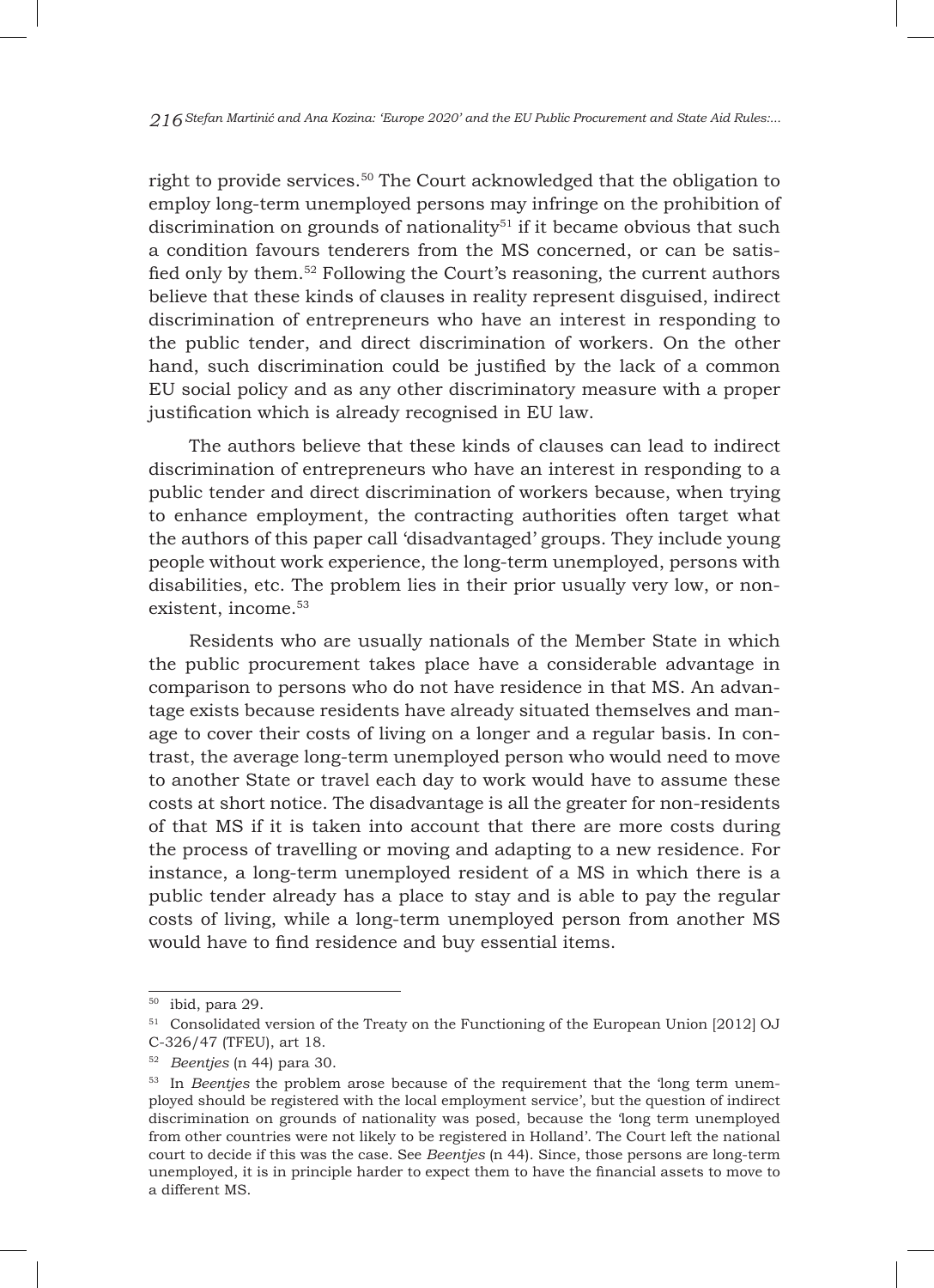right to provide services.[50] The Court acknowledged that the obligation to employ long-term unemployed persons may infringe on the prohibition of discrimination on grounds of nationality[51] if it became obvious that such a condition favours tenderers from the MS concerned, or can be satisfied only by them.[52] Following the Court's reasoning, the current authors believe that these kinds of clauses in reality represent disguised, indirect discrimination of entrepreneurs who have an interest in responding to the public tender, and direct discrimination of workers. On the other hand, such discrimination could be justified by the lack of a common EU social policy and as any other discriminatory measure with a proper justification which is already recognised in EU law.

The authors believe that these kinds of clauses can lead to indirect discrimination of entrepreneurs who have an interest in responding to a public tender and direct discrimination of workers because, when trying to enhance employment, the contracting authorities often target what the authors of this paper call 'disadvantaged' groups. They include young people without work experience, the long-term unemployed, persons with disabilities, etc. The problem lies in their prior usually very low, or non-existent, income.[53]

Residents who are usually nationals of the Member State in which the public procurement takes place have a considerable advantage in comparison to persons who do not have residence in that MS. An advantage exists because residents have already situated themselves and manage to cover their costs of living on a longer and a regular basis. In contrast, the average long-term unemployed person who would need to move to another State or travel each day to work would have to assume these costs at short notice. The disadvantage is all the greater for non-residents of that MS if it is taken into account that there are more costs during the process of travelling or moving and adapting to a new residence. For instance, a long-term unemployed resident of a MS in which there is a public tender already has a place to stay and is able to pay the regular costs of living, while a long-term unemployed person from another MS would have to find residence and buy essential items.

---

[50] ibid, para 29.

[51] Consolidated version of the Treaty on the Functioning of the European Union [2012] OJ C-326/47 (TFEU), art 18.

[52] *Beentjes* (n 44) para 30.

[53] In *Beentjes* the problem arose because of the requirement that the 'long term unemployed should be registered with the local employment service', but the question of indirect discrimination on grounds of nationality was posed, because the 'long term unemployed from other countries were not likely to be registered in Holland'. The Court left the national court to decide if this was the case. See *Beentjes* (n 44). Since, those persons are long-term unemployed, it is in principle harder to expect them to have the financial assets to move to a different MS.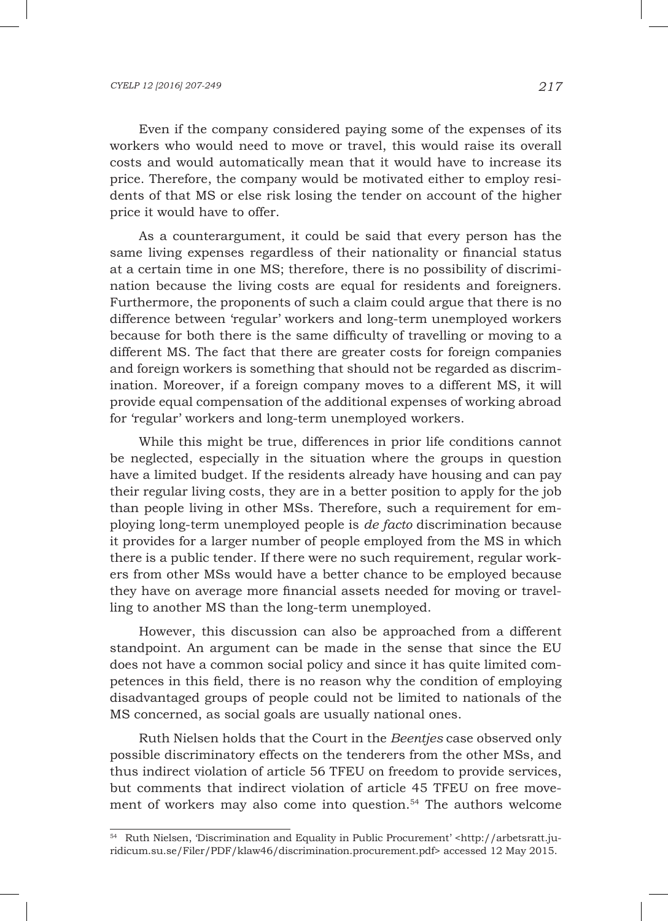Even if the company considered paying some of the expenses of its workers who would need to move or travel, this would raise its overall costs and would automatically mean that it would have to increase its price. Therefore, the company would be motivated either to employ residents of that MS or else risk losing the tender on account of the higher price it would have to offer.

As a counterargument, it could be said that every person has the same living expenses regardless of their nationality or financial status at a certain time in one MS; therefore, there is no possibility of discrimination because the living costs are equal for residents and foreigners. Furthermore, the proponents of such a claim could argue that there is no difference between 'regular' workers and long-term unemployed workers because for both there is the same difficulty of travelling or moving to a different MS. The fact that there are greater costs for foreign companies and foreign workers is something that should not be regarded as discrimination. Moreover, if a foreign company moves to a different MS, it will provide equal compensation of the additional expenses of working abroad for 'regular' workers and long-term unemployed workers.

While this might be true, differences in prior life conditions cannot be neglected, especially in the situation where the groups in question have a limited budget. If the residents already have housing and can pay their regular living costs, they are in a better position to apply for the job than people living in other MSs. Therefore, such a requirement for employing long-term unemployed people is *de facto* discrimination because it provides for a larger number of people employed from the MS in which there is a public tender. If there were no such requirement, regular workers from other MSs would have a better chance to be employed because they have on average more financial assets needed for moving or travelling to another MS than the long-term unemployed.

However, this discussion can also be approached from a different standpoint. An argument can be made in the sense that since the EU does not have a common social policy and since it has quite limited competences in this field, there is no reason why the condition of employing disadvantaged groups of people could not be limited to nationals of the MS concerned, as social goals are usually national ones.

Ruth Nielsen holds that the Court in the *Beentjes* case observed only possible discriminatory effects on the tenderers from the other MSs, and thus indirect violation of article 56 TFEU on freedom to provide services, but comments that indirect violation of article 45 TFEU on free movement of workers may also come into question.[54] The authors welcome

---

[54] Ruth Nielsen, 'Discrimination and Equality in Public Procurement' <http://arbetsratt.juridicum.su.se/Filer/PDF/klaw46/discrimination.procurement.pdf> accessed 12 May 2015.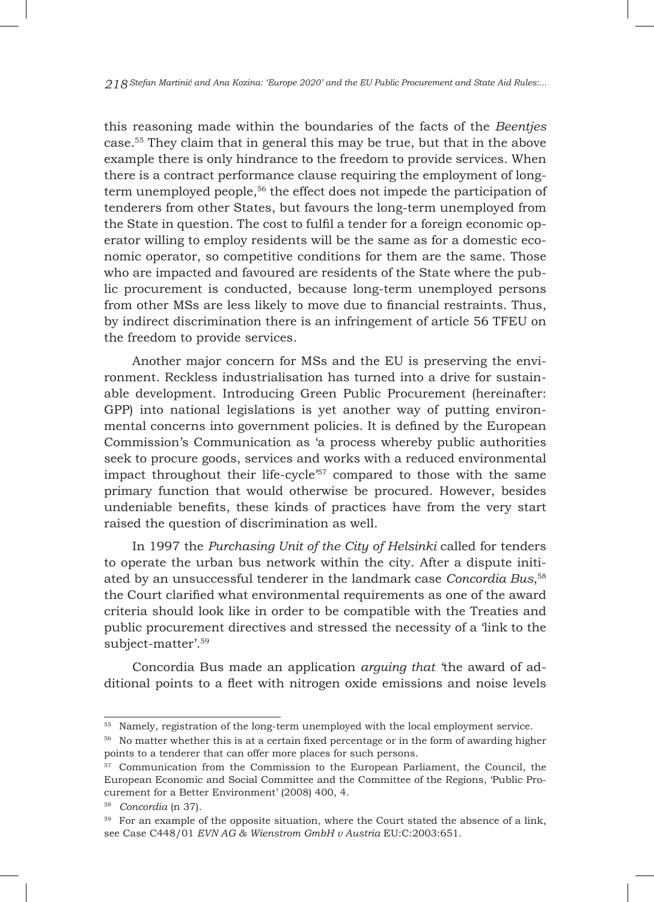this reasoning made within the boundaries of the facts of the *Beentjes* case.[55] They claim that in general this may be true, but that in the above example there is only hindrance to the freedom to provide services. When there is a contract performance clause requiring the employment of long-term unemployed people,[56] the effect does not impede the participation of tenderers from other States, but favours the long-term unemployed from the State in question. The cost to fulfil a tender for a foreign economic operator willing to employ residents will be the same as for a domestic economic operator, so competitive conditions for them are the same. Those who are impacted and favoured are residents of the State where the public procurement is conducted, because long-term unemployed persons from other MSs are less likely to move due to financial restraints. Thus, by indirect discrimination there is an infringement of article 56 TFEU on the freedom to provide services.

Another major concern for MSs and the EU is preserving the environment. Reckless industrialisation has turned into a drive for sustainable development. Introducing Green Public Procurement (hereinafter: GPP) into national legislations is yet another way of putting environmental concerns into government policies. It is defined by the European Commission's Communication as 'a process whereby public authorities seek to procure goods, services and works with a reduced environmental impact throughout their life-cycle'[57] compared to those with the same primary function that would otherwise be procured. However, besides undeniable benefits, these kinds of practices have from the very start raised the question of discrimination as well.

In 1997 the *Purchasing Unit of the City of Helsinki* called for tenders to operate the urban bus network within the city. After a dispute initiated by an unsuccessful tenderer in the landmark case *Concordia Bus*,[58] the Court clarified what environmental requirements as one of the award criteria should look like in order to be compatible with the Treaties and public procurement directives and stressed the necessity of a 'link to the subject-matter'.[59]

Concordia Bus made an application *arguing that* 'the award of additional points to a fleet with nitrogen oxide emissions and noise levels

---

[55] Namely, registration of the long-term unemployed with the local employment service.

[56] No matter whether this is at a certain fixed percentage or in the form of awarding higher points to a tenderer that can offer more places for such persons.

[57] Communication from the Commission to the European Parliament, the Council, the European Economic and Social Committee and the Committee of the Regions, 'Public Procurement for a Better Environment' (2008) 400, 4.

[58] *Concordia* (n 37).

[59] For an example of the opposite situation, where the Court stated the absence of a link, see Case C448/01 *EVN AG & Wienstrom GmbH v Austria* EU:C:2003:651.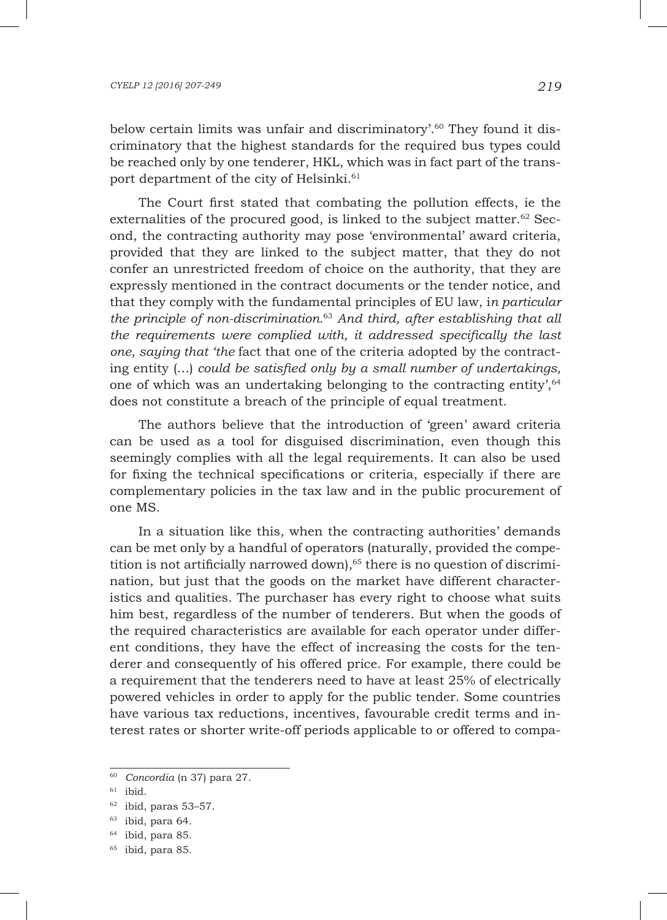below certain limits was unfair and discriminatory'.[60] They found it discriminatory that the highest standards for the required bus types could be reached only by one tenderer, HKL, which was in fact part of the transport department of the city of Helsinki.[61]

The Court first stated that combating the pollution effects, ie the externalities of the procured good, is linked to the subject matter.[62] Second, the contracting authority may pose 'environmental' award criteria, provided that they are linked to the subject matter, that they do not confer an unrestricted freedom of choice on the authority, that they are expressly mentioned in the contract documents or the tender notice, and that they comply with the fundamental principles of EU law, i*n particular the principle of non-discrimination.*[63] *And third, after establishing that all the requirements were complied with, it addressed specifically the last one, saying that 'the* fact that one of the criteria adopted by the contracting entity (...) *could be satisfied only by a small number of undertakings,* one of which was an undertaking belonging to the contracting entity',[64] does not constitute a breach of the principle of equal treatment.

The authors believe that the introduction of 'green' award criteria can be used as a tool for disguised discrimination, even though this seemingly complies with all the legal requirements. It can also be used for fixing the technical specifications or criteria, especially if there are complementary policies in the tax law and in the public procurement of one MS.

In a situation like this, when the contracting authorities' demands can be met only by a handful of operators (naturally, provided the competition is not artificially narrowed down),[65] there is no question of discrimination, but just that the goods on the market have different characteristics and qualities. The purchaser has every right to choose what suits him best, regardless of the number of tenderers. But when the goods of the required characteristics are available for each operator under different conditions, they have the effect of increasing the costs for the tenderer and consequently of his offered price. For example, there could be a requirement that the tenderers need to have at least 25% of electrically powered vehicles in order to apply for the public tender. Some countries have various tax reductions, incentives, favourable credit terms and interest rates or shorter write-off periods applicable to or offered to compa-

---

[60] *Concordia* (n 37) para 27.

[61] ibid.

[62] ibid, paras 53–57.

[63] ibid, para 64.

[64] ibid, para 85.

[65] ibid, para 85.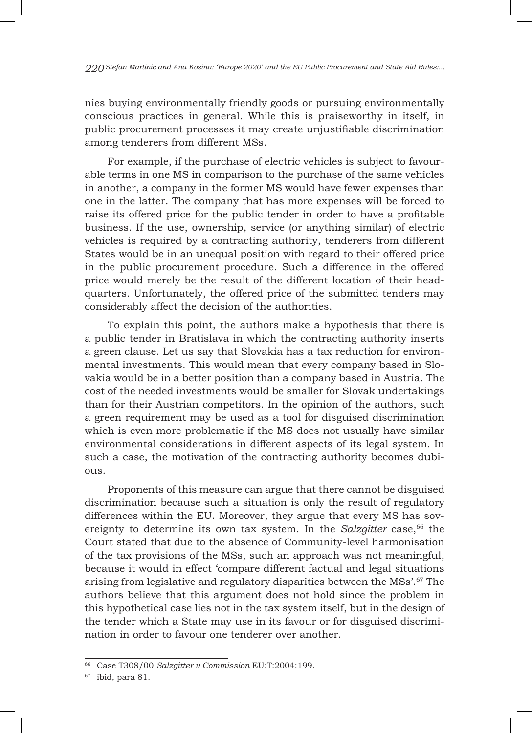nies buying environmentally friendly goods or pursuing environmentally conscious practices in general. While this is praiseworthy in itself, in public procurement processes it may create unjustifiable discrimination among tenderers from different MSs.

For example, if the purchase of electric vehicles is subject to favourable terms in one MS in comparison to the purchase of the same vehicles in another, a company in the former MS would have fewer expenses than one in the latter. The company that has more expenses will be forced to raise its offered price for the public tender in order to have a profitable business. If the use, ownership, service (or anything similar) of electric vehicles is required by a contracting authority, tenderers from different States would be in an unequal position with regard to their offered price in the public procurement procedure. Such a difference in the offered price would merely be the result of the different location of their headquarters. Unfortunately, the offered price of the submitted tenders may considerably affect the decision of the authorities.

To explain this point, the authors make a hypothesis that there is a public tender in Bratislava in which the contracting authority inserts a green clause. Let us say that Slovakia has a tax reduction for environmental investments. This would mean that every company based in Slovakia would be in a better position than a company based in Austria. The cost of the needed investments would be smaller for Slovak undertakings than for their Austrian competitors. In the opinion of the authors, such a green requirement may be used as a tool for disguised discrimination which is even more problematic if the MS does not usually have similar environmental considerations in different aspects of its legal system. In such a case, the motivation of the contracting authority becomes dubious.

Proponents of this measure can argue that there cannot be disguised discrimination because such a situation is only the result of regulatory differences within the EU. Moreover, they argue that every MS has sovereignty to determine its own tax system. In the *Salzgitter* case,[66] the Court stated that due to the absence of Community-level harmonisation of the tax provisions of the MSs, such an approach was not meaningful, because it would in effect 'compare different factual and legal situations arising from legislative and regulatory disparities between the MSs'.[67] The authors believe that this argument does not hold since the problem in this hypothetical case lies not in the tax system itself, but in the design of the tender which a State may use in its favour or for disguised discrimination in order to favour one tenderer over another.

---

[66] Case T308/00 *Salzgitter v Commission* EU:T:2004:199.

[67] ibid, para 81.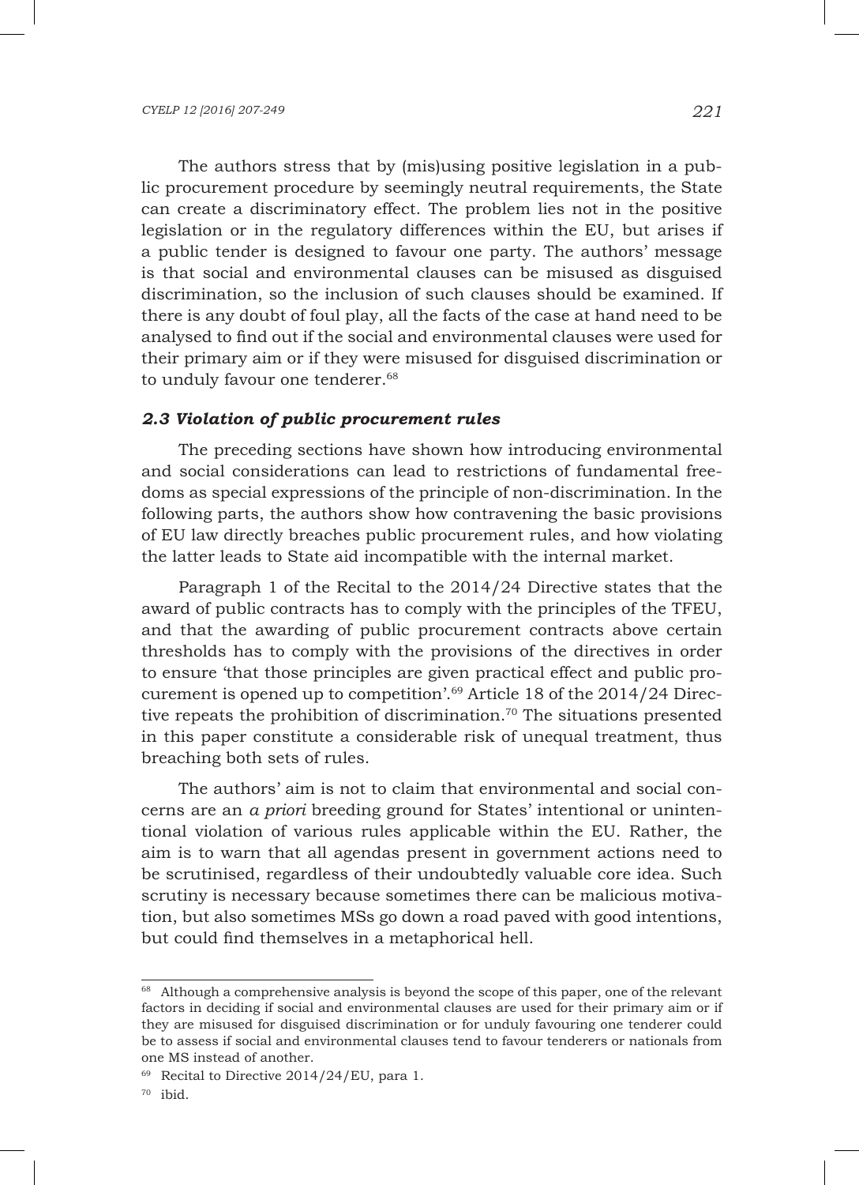The authors stress that by (mis)using positive legislation in a public procurement procedure by seemingly neutral requirements, the State can create a discriminatory effect. The problem lies not in the positive legislation or in the regulatory differences within the EU, but arises if a public tender is designed to favour one party. The authors' message is that social and environmental clauses can be misused as disguised discrimination, so the inclusion of such clauses should be examined. If there is any doubt of foul play, all the facts of the case at hand need to be analysed to find out if the social and environmental clauses were used for their primary aim or if they were misused for disguised discrimination or to unduly favour one tenderer.[68]

### *2.3 Violation of public procurement rules*

The preceding sections have shown how introducing environmental and social considerations can lead to restrictions of fundamental freedoms as special expressions of the principle of non-discrimination. In the following parts, the authors show how contravening the basic provisions of EU law directly breaches public procurement rules, and how violating the latter leads to State aid incompatible with the internal market.

Paragraph 1 of the Recital to the 2014/24 Directive states that the award of public contracts has to comply with the principles of the TFEU, and that the awarding of public procurement contracts above certain thresholds has to comply with the provisions of the directives in order to ensure 'that those principles are given practical effect and public procurement is opened up to competition'.[69] Article 18 of the 2014/24 Directive repeats the prohibition of discrimination.[70] The situations presented in this paper constitute a considerable risk of unequal treatment, thus breaching both sets of rules.

The authors' aim is not to claim that environmental and social concerns are an *a priori* breeding ground for States' intentional or unintentional violation of various rules applicable within the EU. Rather, the aim is to warn that all agendas present in government actions need to be scrutinised, regardless of their undoubtedly valuable core idea. Such scrutiny is necessary because sometimes there can be malicious motivation, but also sometimes MSs go down a road paved with good intentions, but could find themselves in a metaphorical hell.

---

[68] Although a comprehensive analysis is beyond the scope of this paper, one of the relevant factors in deciding if social and environmental clauses are used for their primary aim or if they are misused for disguised discrimination or for unduly favouring one tenderer could be to assess if social and environmental clauses tend to favour tenderers or nationals from one MS instead of another.

[69] Recital to Directive 2014/24/EU, para 1.

[70] ibid.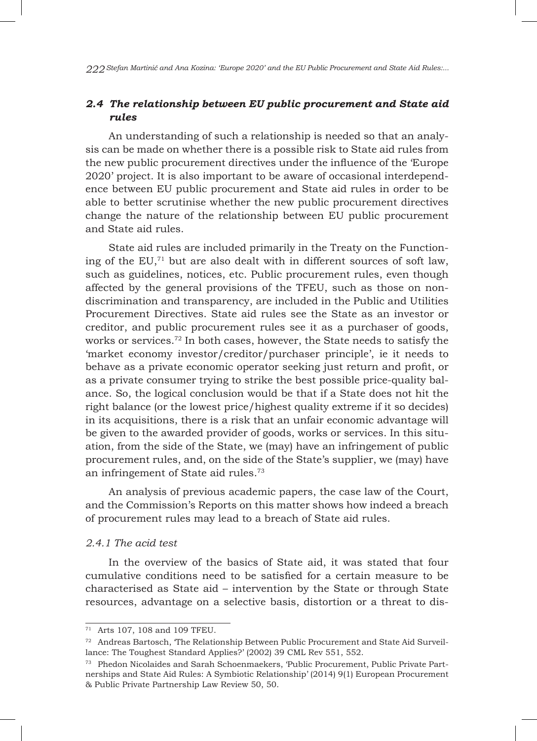### *2.4 The relationship between EU public procurement and State aid rules*

An understanding of such a relationship is needed so that an analysis can be made on whether there is a possible risk to State aid rules from the new public procurement directives under the influence of the 'Europe 2020' project. It is also important to be aware of occasional interdependence between EU public procurement and State aid rules in order to be able to better scrutinise whether the new public procurement directives change the nature of the relationship between EU public procurement and State aid rules.

State aid rules are included primarily in the Treaty on the Functioning of the EU,[71] but are also dealt with in different sources of soft law, such as guidelines, notices, etc. Public procurement rules, even though affected by the general provisions of the TFEU, such as those on non-discrimination and transparency, are included in the Public and Utilities Procurement Directives. State aid rules see the State as an investor or creditor, and public procurement rules see it as a purchaser of goods, works or services.[72] In both cases, however, the State needs to satisfy the 'market economy investor/creditor/purchaser principle', ie it needs to behave as a private economic operator seeking just return and profit, or as a private consumer trying to strike the best possible price-quality balance. So, the logical conclusion would be that if a State does not hit the right balance (or the lowest price/highest quality extreme if it so decides) in its acquisitions, there is a risk that an unfair economic advantage will be given to the awarded provider of goods, works or services. In this situation, from the side of the State, we (may) have an infringement of public procurement rules, and, on the side of the State's supplier, we (may) have an infringement of State aid rules.[73]

An analysis of previous academic papers, the case law of the Court, and the Commission's Reports on this matter shows how indeed a breach of procurement rules may lead to a breach of State aid rules.

#### *2.4.1 The acid test*

In the overview of the basics of State aid, it was stated that four cumulative conditions need to be satisfied for a certain measure to be characterised as State aid – intervention by the State or through State resources, advantage on a selective basis, distortion or a threat to dis-

---

[71] Arts 107, 108 and 109 TFEU.

[72] Andreas Bartosch, 'The Relationship Between Public Procurement and State Aid Surveillance: The Toughest Standard Applies?' (2002) 39 CML Rev 551, 552.

[73] Phedon Nicolaides and Sarah Schoenmaekers, 'Public Procurement, Public Private Partnerships and State Aid Rules: A Symbiotic Relationship' (2014) 9(1) European Procurement & Public Private Partnership Law Review 50, 50.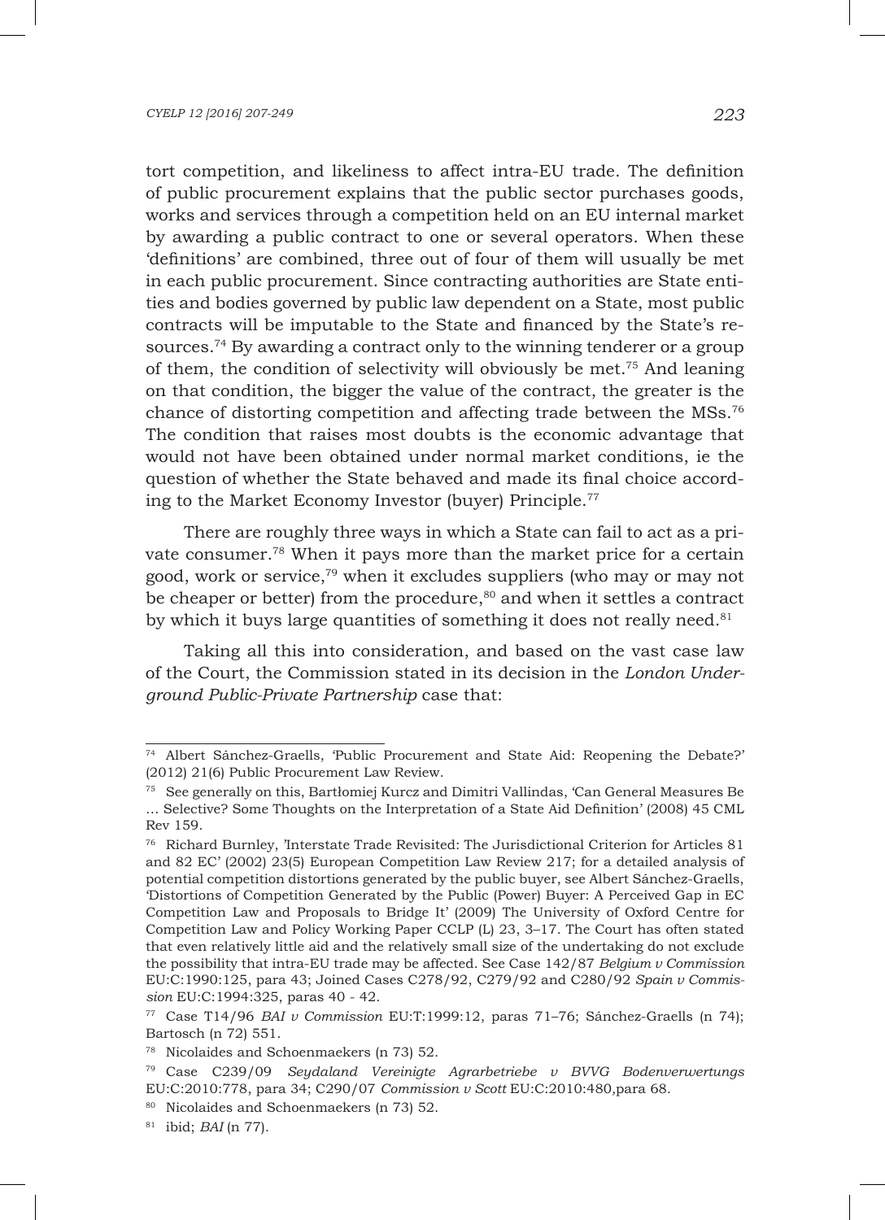tort competition, and likeliness to affect intra-EU trade. The definition of public procurement explains that the public sector purchases goods, works and services through a competition held on an EU internal market by awarding a public contract to one or several operators. When these 'definitions' are combined, three out of four of them will usually be met in each public procurement. Since contracting authorities are State entities and bodies governed by public law dependent on a State, most public contracts will be imputable to the State and financed by the State's resources.[74] By awarding a contract only to the winning tenderer or a group of them, the condition of selectivity will obviously be met.[75] And leaning on that condition, the bigger the value of the contract, the greater is the chance of distorting competition and affecting trade between the MSs.[76] The condition that raises most doubts is the economic advantage that would not have been obtained under normal market conditions, ie the question of whether the State behaved and made its final choice according to the Market Economy Investor (buyer) Principle.[77]

There are roughly three ways in which a State can fail to act as a private consumer.[78] When it pays more than the market price for a certain good, work or service,[79] when it excludes suppliers (who may or may not be cheaper or better) from the procedure,[80] and when it settles a contract by which it buys large quantities of something it does not really need.[81]

Taking all this into consideration, and based on the vast case law of the Court, the Commission stated in its decision in the *London Underground Public-Private Partnership* case that:

---

[74] Albert Sánchez-Graells, 'Public Procurement and State Aid: Reopening the Debate?' (2012) 21(6) Public Procurement Law Review.

[75] See generally on this, Bartłomiej Kurcz and Dimitri Vallindas, 'Can General Measures Be … Selective? Some Thoughts on the Interpretation of a State Aid Definition' (2008) 45 CML Rev 159.

[76] Richard Burnley, 'Interstate Trade Revisited: The Jurisdictional Criterion for Articles 81 and 82 EC' (2002) 23(5) European Competition Law Review 217; for a detailed analysis of potential competition distortions generated by the public buyer, see Albert Sánchez-Graells, 'Distortions of Competition Generated by the Public (Power) Buyer: A Perceived Gap in EC Competition Law and Proposals to Bridge It' (2009) The University of Oxford Centre for Competition Law and Policy Working Paper CCLP (L) 23, 3–17. The Court has often stated that even relatively little aid and the relatively small size of the undertaking do not exclude the possibility that intra-EU trade may be affected. See Case 142/87 *Belgium v Commission* EU:C:1990:125, para 43; Joined Cases C278/92, C279/92 and C280/92 *Spain v Commission* EU:C:1994:325, paras 40 - 42.

[77] Case T14/96 *BAI v Commission* EU:T:1999:12, paras 71–76; Sánchez-Graells (n 74); Bartosch (n 72) 551.

[78] Nicolaides and Schoenmaekers (n 73) 52.

[79] Case C239/09 *Seydaland Vereinigte Agrarbetriebe v BVVG Bodenverwertungs* EU:C:2010:778, para 34; C290/07 *Commission v Scott* EU:C:2010:480,para 68.

[80] Nicolaides and Schoenmaekers (n 73) 52.

[81] ibid; *BAI* (n 77).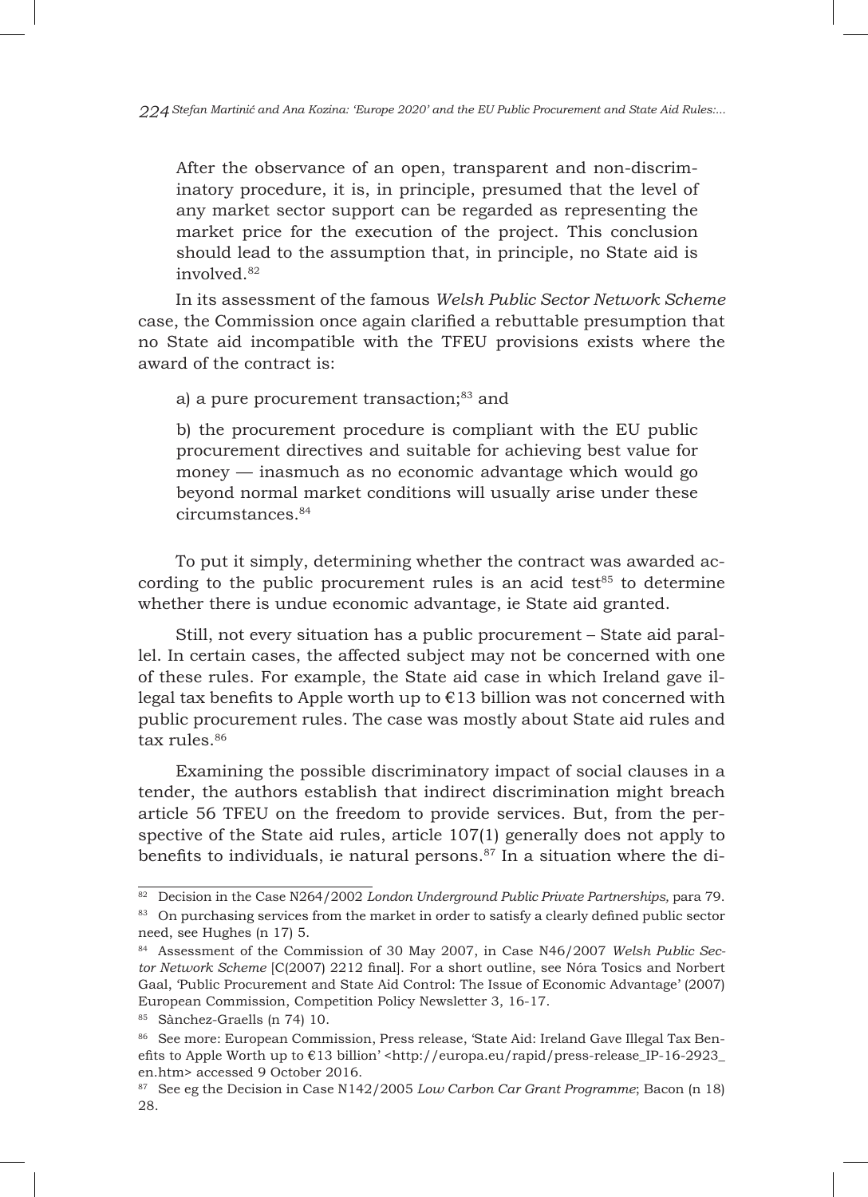After the observance of an open, transparent and non-discriminatory procedure, it is, in principle, presumed that the level of any market sector support can be regarded as representing the market price for the execution of the project. This conclusion should lead to the assumption that, in principle, no State aid is involved.[82]

In its assessment of the famous *Welsh Public Sector Network Scheme* case, the Commission once again clarified a rebuttable presumption that no State aid incompatible with the TFEU provisions exists where the award of the contract is:

a) a pure procurement transaction;[83] and

b) the procurement procedure is compliant with the EU public procurement directives and suitable for achieving best value for money — inasmuch as no economic advantage which would go beyond normal market conditions will usually arise under these circumstances.[84]

To put it simply, determining whether the contract was awarded according to the public procurement rules is an acid test[85] to determine whether there is undue economic advantage, ie State aid granted.

Still, not every situation has a public procurement – State aid parallel. In certain cases, the affected subject may not be concerned with one of these rules. For example, the State aid case in which Ireland gave illegal tax benefits to Apple worth up to €13 billion was not concerned with public procurement rules. The case was mostly about State aid rules and tax rules.[86]

Examining the possible discriminatory impact of social clauses in a tender, the authors establish that indirect discrimination might breach article 56 TFEU on the freedom to provide services. But, from the perspective of the State aid rules, article 107(1) generally does not apply to benefits to individuals, ie natural persons.[87] In a situation where the di-

---

[82] Decision in the Case N264/2002 *London Underground Public Private Partnerships,* para 79.

[83] On purchasing services from the market in order to satisfy a clearly defined public sector need, see Hughes (n 17) 5.

[84] Assessment of the Commission of 30 May 2007, in Case N46/2007 *Welsh Public Sector Network Scheme* [C(2007) 2212 final]. For a short outline, see Nóra Tosics and Norbert Gaal, 'Public Procurement and State Aid Control: The Issue of Economic Advantage' (2007) European Commission, Competition Policy Newsletter 3, 16-17.

[85] Sànchez-Graells (n 74) 10.

[86] See more: European Commission, Press release, 'State Aid: Ireland Gave Illegal Tax Benefits to Apple Worth up to €13 billion' <http://europa.eu/rapid/press-release_IP-16-2923_en.htm> accessed 9 October 2016.

[87] See eg the Decision in Case N142/2005 *Low Carbon Car Grant Programme*; Bacon (n 18) 28.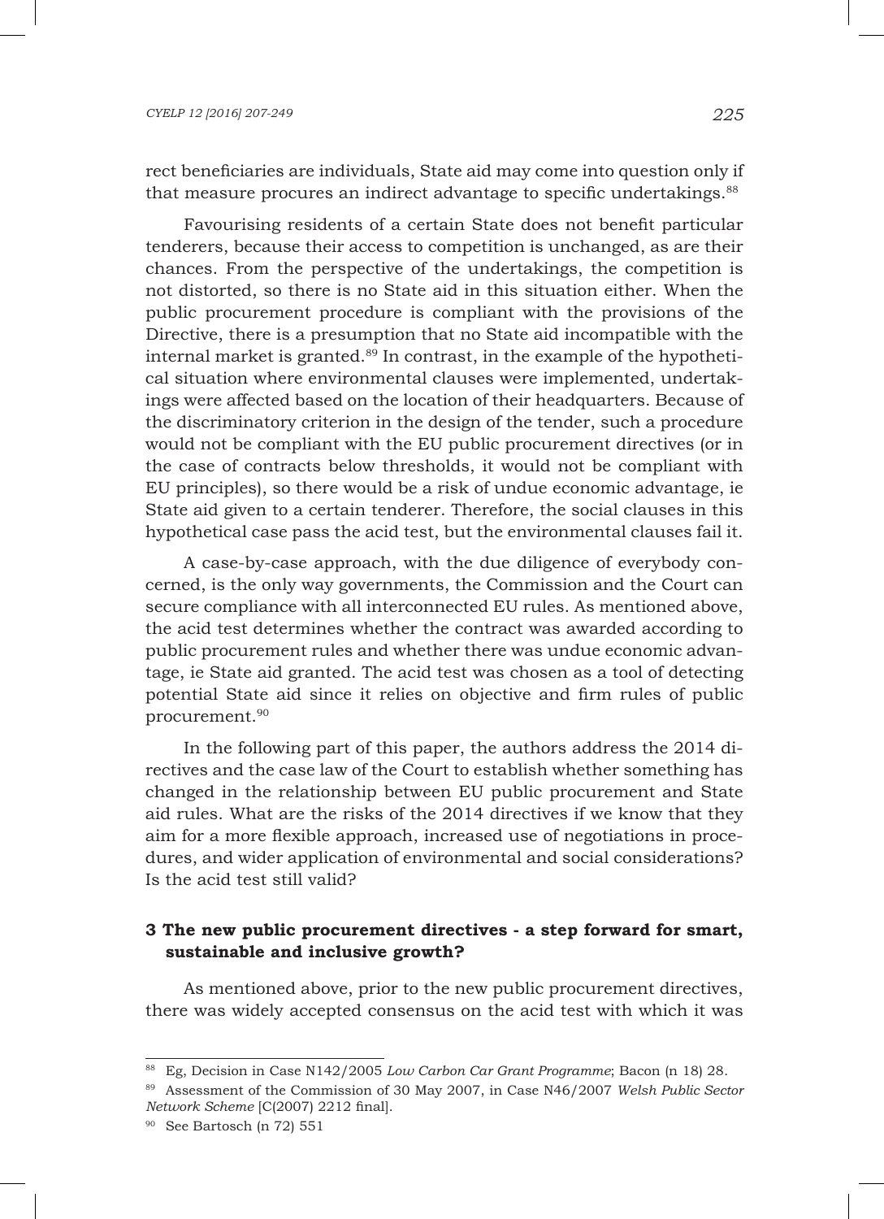rect beneficiaries are individuals, State aid may come into question only if that measure procures an indirect advantage to specific undertakings.[88]

Favouring residents of a certain State does not benefit particular tenderers, because their access to competition is unchanged, as are their chances. From the perspective of the undertakings, the competition is not distorted, so there is no State aid in this situation either. When the public procurement procedure is compliant with the provisions of the Directive, there is a presumption that no State aid incompatible with the internal market is granted.[89] In contrast, in the example of the hypothetical situation where environmental clauses were implemented, undertakings were affected based on the location of their headquarters. Because of the discriminatory criterion in the design of the tender, such a procedure would not be compliant with the EU public procurement directives (or in the case of contracts below thresholds, it would not be compliant with EU principles), so there would be a risk of undue economic advantage, ie State aid given to a certain tenderer. Therefore, the social clauses in this hypothetical case pass the acid test, but the environmental clauses fail it.

A case-by-case approach, with the due diligence of everybody concerned, is the only way governments, the Commission and the Court can secure compliance with all interconnected EU rules. As mentioned above, the acid test determines whether the contract was awarded according to public procurement rules and whether there was undue economic advantage, ie State aid granted. The acid test was chosen as a tool of detecting potential State aid since it relies on objective and firm rules of public procurement.[90]

In the following part of this paper, the authors address the 2014 directives and the case law of the Court to establish whether something has changed in the relationship between EU public procurement and State aid rules. What are the risks of the 2014 directives if we know that they aim for a more flexible approach, increased use of negotiations in procedures, and wider application of environmental and social considerations? Is the acid test still valid?

## 3 The new public procurement directives - a step forward for smart, sustainable and inclusive growth?

As mentioned above, prior to the new public procurement directives, there was widely accepted consensus on the acid test with which it was

---

[88] Eg, Decision in Case N142/2005 *Low Carbon Car Grant Programme*; Bacon (n 18) 28.

[89] Assessment of the Commission of 30 May 2007, in Case N46/2007 *Welsh Public Sector Network Scheme* [C(2007) 2212 final].

[90] See Bartosch (n 72) 551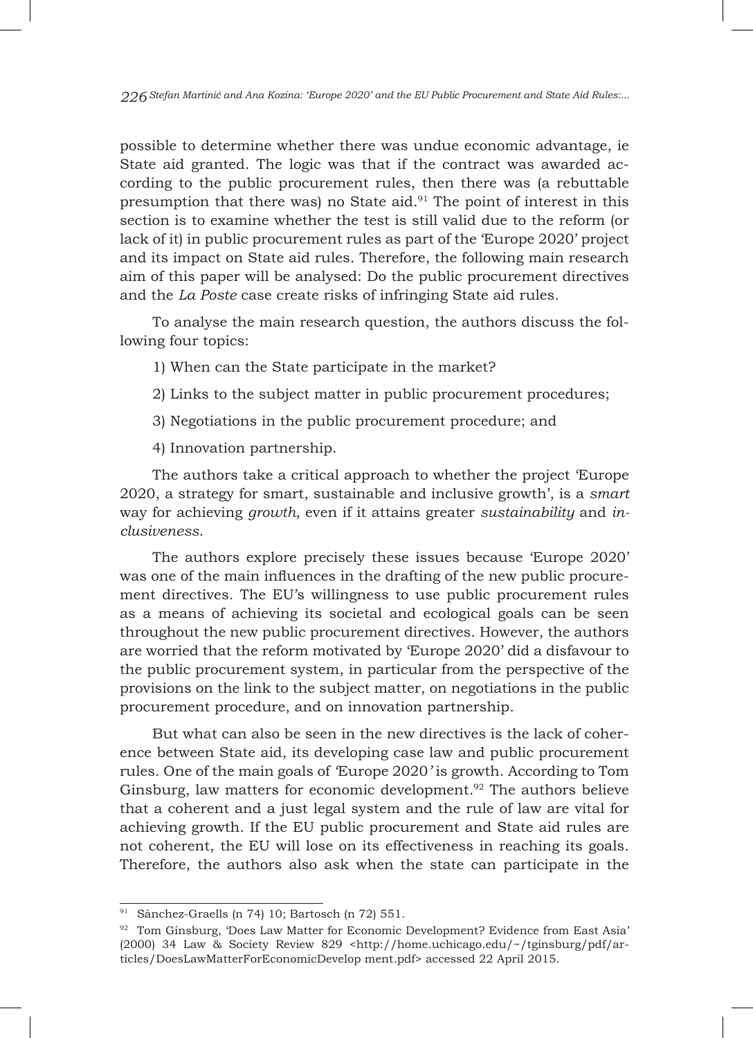possible to determine whether there was undue economic advantage, ie State aid granted. The logic was that if the contract was awarded according to the public procurement rules, then there was (a rebuttable presumption that there was) no State aid.[91] The point of interest in this section is to examine whether the test is still valid due to the reform (or lack of it) in public procurement rules as part of the 'Europe 2020' project and its impact on State aid rules. Therefore, the following main research aim of this paper will be analysed: Do the public procurement directives and the *La Poste* case create risks of infringing State aid rules.

To analyse the main research question, the authors discuss the following four topics:

1) When can the State participate in the market?
2) Links to the subject matter in public procurement procedures;
3) Negotiations in the public procurement procedure; and
4) Innovation partnership.

The authors take a critical approach to whether the project 'Europe 2020, a strategy for smart, sustainable and inclusive growth', is a *smart* way for achieving *growth*, even if it attains greater *sustainability* and *inclusiveness*.

The authors explore precisely these issues because 'Europe 2020' was one of the main influences in the drafting of the new public procurement directives. The EU's willingness to use public procurement rules as a means of achieving its societal and ecological goals can be seen throughout the new public procurement directives. However, the authors are worried that the reform motivated by 'Europe 2020' did a disfavour to the public procurement system, in particular from the perspective of the provisions on the link to the subject matter, on negotiations in the public procurement procedure, and on innovation partnership.

But what can also be seen in the new directives is the lack of coherence between State aid, its developing case law and public procurement rules. One of the main goals of *'Europe 2020'* is growth. According to Tom Ginsburg, law matters for economic development.[92] The authors believe that a coherent and a just legal system and the rule of law are vital for achieving growth. If the EU public procurement and State aid rules are not coherent, the EU will lose on its effectiveness in reaching its goals. Therefore, the authors also ask when the state can participate in the

---

[91] Sànchez-Graells (n 74) 10; Bartosch (n 72) 551.

[92] Tom Ginsburg, 'Does Law Matter for Economic Development? Evidence from East Asia' (2000) 34 Law & Society Review 829 <http://home.uchicago.edu/~/tginsburg/pdf/articles/DoesLawMatterForEconomicDevelop ment.pdf> accessed 22 April 2015.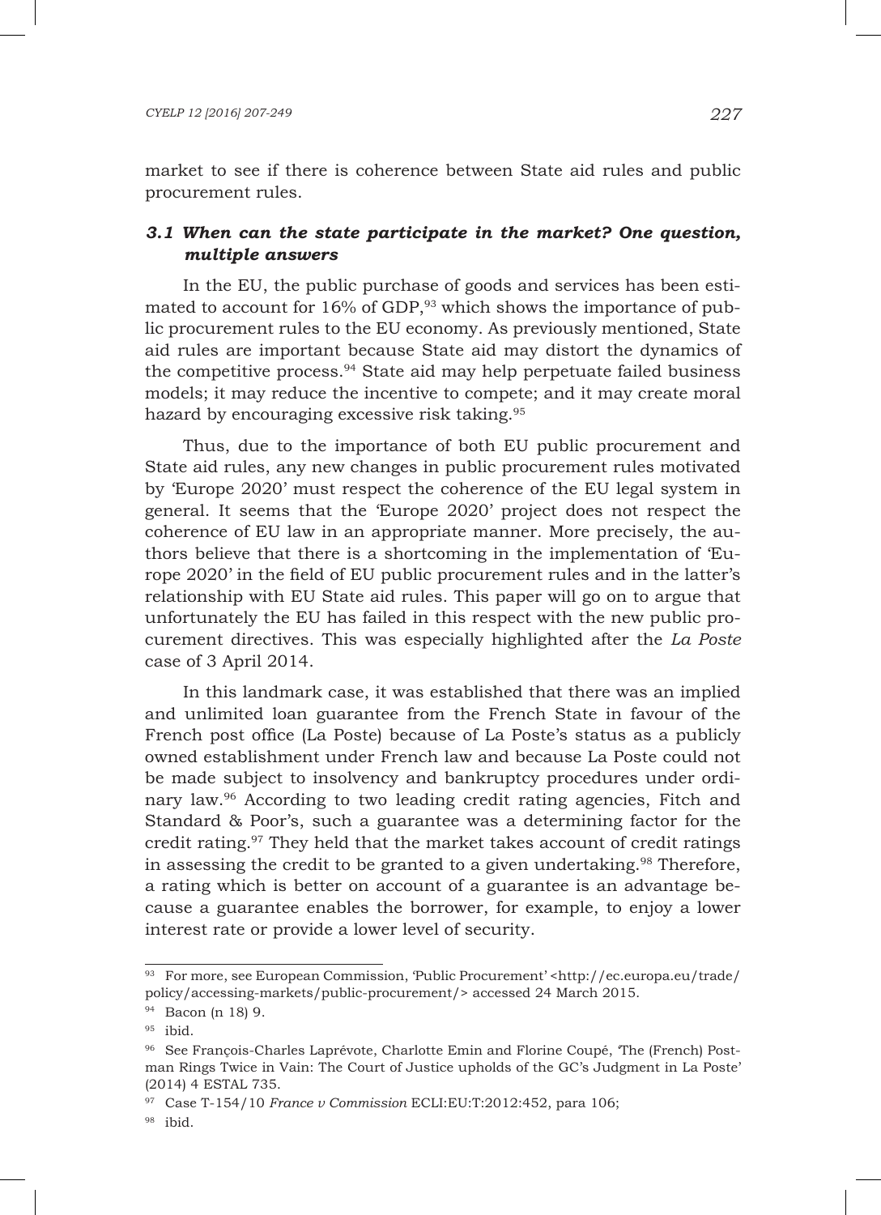market to see if there is coherence between State aid rules and public procurement rules.

### *3.1 When can the state participate in the market? One question, multiple answers*

In the EU, the public purchase of goods and services has been estimated to account for 16% of GDP,[93] which shows the importance of public procurement rules to the EU economy. As previously mentioned, State aid rules are important because State aid may distort the dynamics of the competitive process.[94] State aid may help perpetuate failed business models; it may reduce the incentive to compete; and it may create moral hazard by encouraging excessive risk taking.[95]

Thus, due to the importance of both EU public procurement and State aid rules, any new changes in public procurement rules motivated by 'Europe 2020' must respect the coherence of the EU legal system in general. It seems that the 'Europe 2020' project does not respect the coherence of EU law in an appropriate manner. More precisely, the authors believe that there is a shortcoming in the implementation of 'Europe 2020' in the field of EU public procurement rules and in the latter's relationship with EU State aid rules. This paper will go on to argue that unfortunately the EU has failed in this respect with the new public procurement directives. This was especially highlighted after the *La Poste* case of 3 April 2014.

In this landmark case, it was established that there was an implied and unlimited loan guarantee from the French State in favour of the French post office (La Poste) because of La Poste's status as a publicly owned establishment under French law and because La Poste could not be made subject to insolvency and bankruptcy procedures under ordinary law.[96] According to two leading credit rating agencies, Fitch and Standard & Poor's, such a guarantee was a determining factor for the credit rating.[97] They held that the market takes account of credit ratings in assessing the credit to be granted to a given undertaking.[98] Therefore, a rating which is better on account of a guarantee is an advantage because a guarantee enables the borrower, for example, to enjoy a lower interest rate or provide a lower level of security.

---

[93] For more, see European Commission, 'Public Procurement' <http://ec.europa.eu/trade/policy/accessing-markets/public-procurement/> accessed 24 March 2015.

[94] Bacon (n 18) 9.

[95] ibid.

[96] See François-Charles Laprévote, Charlotte Emin and Florine Coupé, 'The (French) Postman Rings Twice in Vain: The Court of Justice upholds of the GC's Judgment in La Poste' (2014) 4 ESTAL 735.

[97] Case T-154/10 *France v Commission* ECLI:EU:T:2012:452, para 106;

[98] ibid.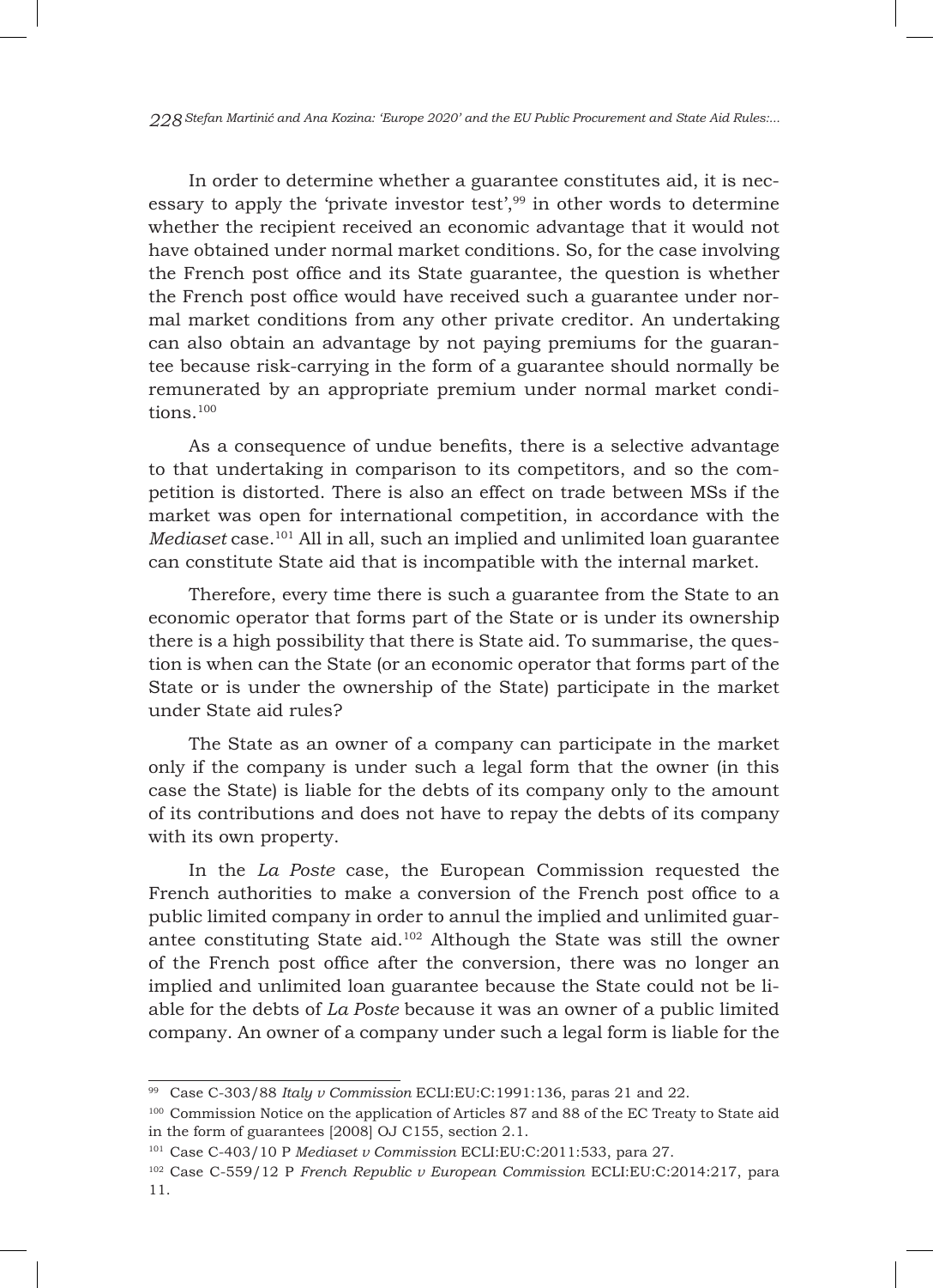In order to determine whether a guarantee constitutes aid, it is necessary to apply the 'private investor test',[99] in other words to determine whether the recipient received an economic advantage that it would not have obtained under normal market conditions. So, for the case involving the French post office and its State guarantee, the question is whether the French post office would have received such a guarantee under normal market conditions from any other private creditor. An undertaking can also obtain an advantage by not paying premiums for the guarantee because risk-carrying in the form of a guarantee should normally be remunerated by an appropriate premium under normal market conditions.[100]

As a consequence of undue benefits, there is a selective advantage to that undertaking in comparison to its competitors, and so the competition is distorted. There is also an effect on trade between MSs if the market was open for international competition, in accordance with the *Mediaset* case.[101] All in all, such an implied and unlimited loan guarantee can constitute State aid that is incompatible with the internal market.

Therefore, every time there is such a guarantee from the State to an economic operator that forms part of the State or is under its ownership there is a high possibility that there is State aid. To summarise, the question is when can the State (or an economic operator that forms part of the State or is under the ownership of the State) participate in the market under State aid rules?

The State as an owner of a company can participate in the market only if the company is under such a legal form that the owner (in this case the State) is liable for the debts of its company only to the amount of its contributions and does not have to repay the debts of its company with its own property.

In the *La Poste* case, the European Commission requested the French authorities to make a conversion of the French post office to a public limited company in order to annul the implied and unlimited guarantee constituting State aid.[102] Although the State was still the owner of the French post office after the conversion, there was no longer an implied and unlimited loan guarantee because the State could not be liable for the debts of *La Poste* because it was an owner of a public limited company. An owner of a company under such a legal form is liable for the

---

[99] Case C-303/88 *Italy v Commission* ECLI:EU:C:1991:136, paras 21 and 22.

[100] Commission Notice on the application of Articles 87 and 88 of the EC Treaty to State aid in the form of guarantees [2008] OJ C155, section 2.1.

[101] Case C-403/10 P *Mediaset v Commission* ECLI:EU:C:2011:533, para 27.

[102] Case C-559/12 P *French Republic v European Commission* ECLI:EU:C:2014:217, para 11.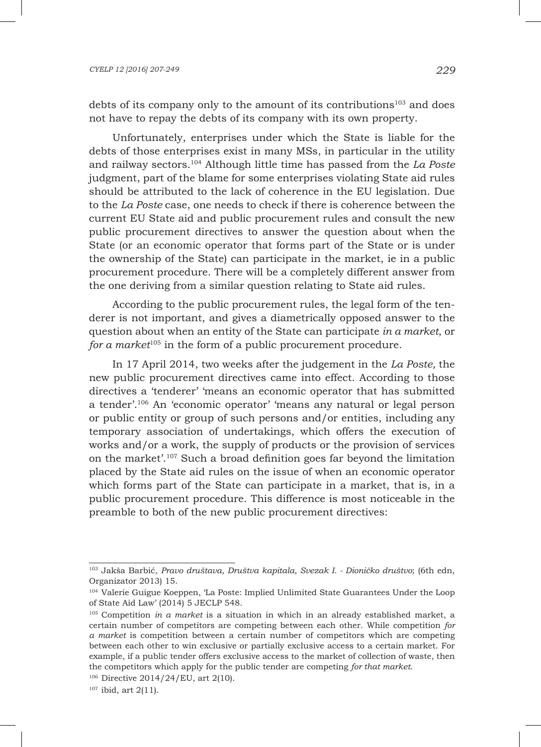debts of its company only to the amount of its contributions[103] and does not have to repay the debts of its company with its own property.

Unfortunately, enterprises under which the State is liable for the debts of those enterprises exist in many MSs, in particular in the utility and railway sectors.[104] Although little time has passed from the *La Poste* judgment, part of the blame for some enterprises violating State aid rules should be attributed to the lack of coherence in the EU legislation. Due to the *La Poste* case, one needs to check if there is coherence between the current EU State aid and public procurement rules and consult the new public procurement directives to answer the question about when the State (or an economic operator that forms part of the State or is under the ownership of the State) can participate in the market, ie in a public procurement procedure. There will be a completely different answer from the one deriving from a similar question relating to State aid rules.

According to the public procurement rules, the legal form of the tenderer is not important, and gives a diametrically opposed answer to the question about when an entity of the State can participate *in a market*, or *for a market*[105] in the form of a public procurement procedure.

In 17 April 2014, two weeks after the judgement in the *La Poste,* the new public procurement directives came into effect. According to those directives a 'tenderer' 'means an economic operator that has submitted a tender'.[106] An 'economic operator' 'means any natural or legal person or public entity or group of such persons and/or entities, including any temporary association of undertakings, which offers the execution of works and/or a work, the supply of products or the provision of services on the market'.[107] Such a broad definition goes far beyond the limitation placed by the State aid rules on the issue of when an economic operator which forms part of the State can participate in a market, that is, in a public procurement procedure. This difference is most noticeable in the preamble to both of the new public procurement directives:

---

[103] Jakša Barbić, *Pravo društava, Društva kapitala, Svezak I. - Dioničko društvo*; (6th edn, Organizator 2013) 15.

[104] Valerie Guigue Koeppen, 'La Poste: Implied Unlimited State Guarantees Under the Loop of State Aid Law' (2014) 5 JECLP 548.

[105] Competition *in a market* is a situation in which in an already established market, a certain number of competitors are competing between each other. While competition *for a market* is competition between a certain number of competitors which are competing between each other to win exclusive or partially exclusive access to a certain market. For example, if a public tender offers exclusive access to the market of collection of waste, then the competitors which apply for the public tender are competing *for that market*.

[106] Directive 2014/24/EU, art 2(10).

[107] ibid, art 2(11).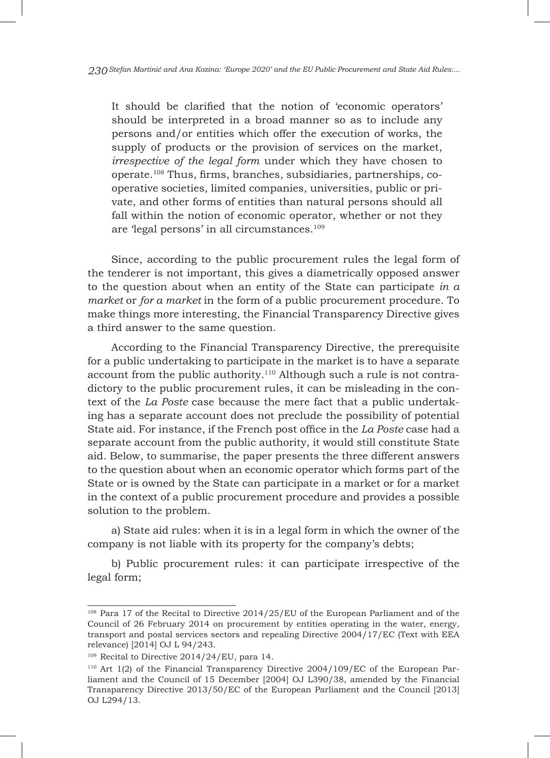> It should be clarified that the notion of 'economic operators' should be interpreted in a broad manner so as to include any persons and/or entities which offer the execution of works, the supply of products or the provision of services on the market, *irrespective of the legal form* under which they have chosen to operate.[108] Thus, firms, branches, subsidiaries, partnerships, co-operative societies, limited companies, universities, public or private, and other forms of entities than natural persons should all fall within the notion of economic operator, whether or not they are 'legal persons' in all circumstances.[109]

Since, according to the public procurement rules the legal form of the tenderer is not important, this gives a diametrically opposed answer to the question about when an entity of the State can participate *in a market* or *for a market* in the form of a public procurement procedure. To make things more interesting, the Financial Transparency Directive gives a third answer to the same question.

According to the Financial Transparency Directive, the prerequisite for a public undertaking to participate in the market is to have a separate account from the public authority.[110] Although such a rule is not contradictory to the public procurement rules, it can be misleading in the context of the *La Poste* case because the mere fact that a public undertaking has a separate account does not preclude the possibility of potential State aid. For instance, if the French post office in the *La Poste* case had a separate account from the public authority, it would still constitute State aid. Below, to summarise, the paper presents the three different answers to the question about when an economic operator which forms part of the State or is owned by the State can participate in a market or for a market in the context of a public procurement procedure and provides a possible solution to the problem.

a) State aid rules: when it is in a legal form in which the owner of the company is not liable with its property for the company's debts;

b) Public procurement rules: it can participate irrespective of the legal form;

---

[108] Para 17 of the Recital to Directive 2014/25/EU of the European Parliament and of the Council of 26 February 2014 on procurement by entities operating in the water, energy, transport and postal services sectors and repealing Directive 2004/17/EC (Text with EEA relevance) [2014] OJ L 94/243.

[109] Recital to Directive 2014/24/EU, para 14.

[110] Art 1(2) of the Financial Transparency Directive 2004/109/EC of the European Parliament and the Council of 15 December [2004] OJ L390/38, amended by the Financial Transparency Directive 2013/50/EC of the European Parliament and the Council [2013] OJ L294/13.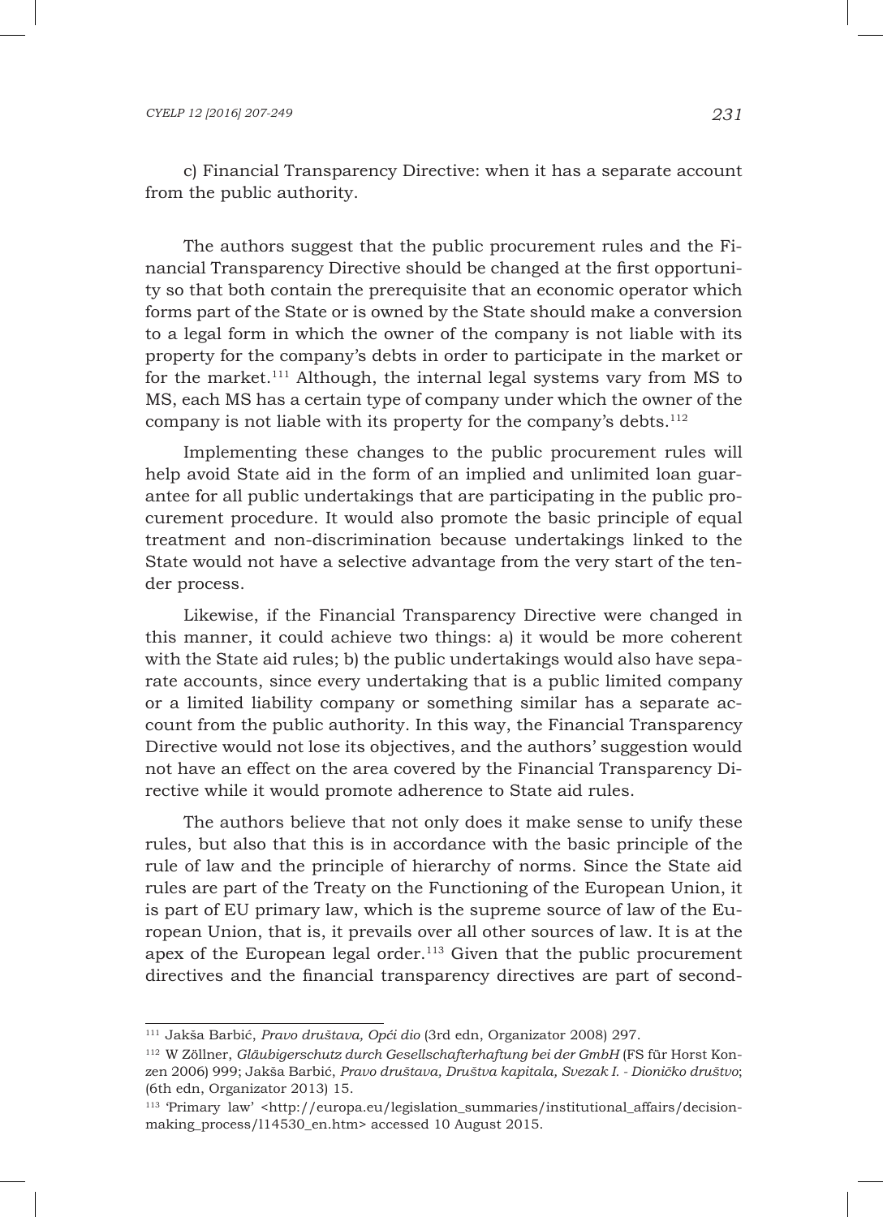c) Financial Transparency Directive: when it has a separate account from the public authority.

The authors suggest that the public procurement rules and the Financial Transparency Directive should be changed at the first opportunity so that both contain the prerequisite that an economic operator which forms part of the State or is owned by the State should make a conversion to a legal form in which the owner of the company is not liable with its property for the company's debts in order to participate in the market or for the market.[111] Although, the internal legal systems vary from MS to MS, each MS has a certain type of company under which the owner of the company is not liable with its property for the company's debts.[112]

Implementing these changes to the public procurement rules will help avoid State aid in the form of an implied and unlimited loan guarantee for all public undertakings that are participating in the public procurement procedure. It would also promote the basic principle of equal treatment and non-discrimination because undertakings linked to the State would not have a selective advantage from the very start of the tender process.

Likewise, if the Financial Transparency Directive were changed in this manner, it could achieve two things: a) it would be more coherent with the State aid rules; b) the public undertakings would also have separate accounts, since every undertaking that is a public limited company or a limited liability company or something similar has a separate account from the public authority. In this way, the Financial Transparency Directive would not lose its objectives, and the authors' suggestion would not have an effect on the area covered by the Financial Transparency Directive while it would promote adherence to State aid rules.

The authors believe that not only does it make sense to unify these rules, but also that this is in accordance with the basic principle of the rule of law and the principle of hierarchy of norms. Since the State aid rules are part of the Treaty on the Functioning of the European Union, it is part of EU primary law, which is the supreme source of law of the European Union, that is, it prevails over all other sources of law. It is at the apex of the European legal order.[113] Given that the public procurement directives and the financial transparency directives are part of second-

---

[111] Jakša Barbić, *Pravo društava, Opći dio* (3rd edn, Organizator 2008) 297.

[112] W Zöllner, *Gläubigerschutz durch Gesellschafterhaftung bei der GmbH* (FS für Horst Konzen 2006) 999; Jakša Barbić, *Pravo društava, Društva kapitala, Svezak I. - Dioničko društvo*; (6th edn, Organizator 2013) 15.

[113] 'Primary law' <http://europa.eu/legislation_summaries/institutional_affairs/decision-making_process/l14530_en.htm> accessed 10 August 2015.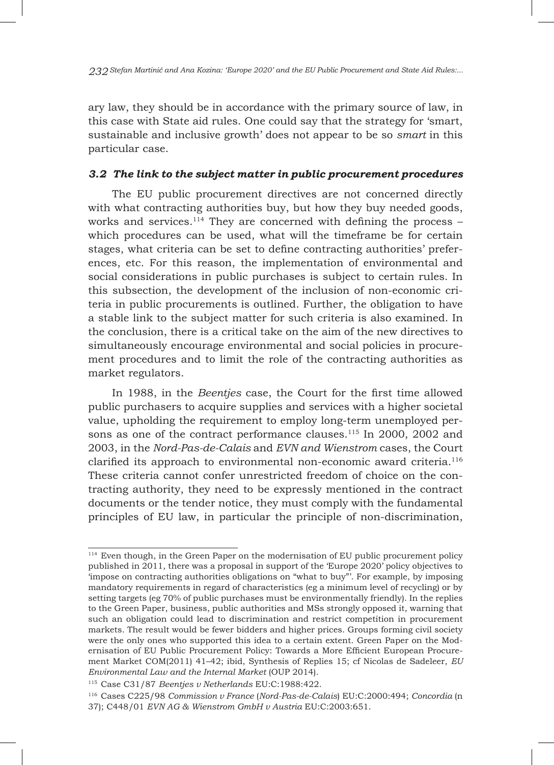ary law, they should be in accordance with the primary source of law, in this case with State aid rules. One could say that the strategy for 'smart, sustainable and inclusive growth' does not appear to be so *smart* in this particular case.

### *3.2 The link to the subject matter in public procurement procedures*

The EU public procurement directives are not concerned directly with what contracting authorities buy, but how they buy needed goods, works and services.[114] They are concerned with defining the process – which procedures can be used, what will the timeframe be for certain stages, what criteria can be set to define contracting authorities' preferences, etc. For this reason, the implementation of environmental and social considerations in public purchases is subject to certain rules. In this subsection, the development of the inclusion of non-economic criteria in public procurements is outlined. Further, the obligation to have a stable link to the subject matter for such criteria is also examined. In the conclusion, there is a critical take on the aim of the new directives to simultaneously encourage environmental and social policies in procurement procedures and to limit the role of the contracting authorities as market regulators.

In 1988, in the *Beentjes* case, the Court for the first time allowed public purchasers to acquire supplies and services with a higher societal value, upholding the requirement to employ long-term unemployed persons as one of the contract performance clauses.[115] In 2000, 2002 and 2003, in the *Nord-Pas-de-Calais* and *EVN and Wienstrom* cases, the Court clarified its approach to environmental non-economic award criteria.[116] These criteria cannot confer unrestricted freedom of choice on the contracting authority, they need to be expressly mentioned in the contract documents or the tender notice, they must comply with the fundamental principles of EU law, in particular the principle of non-discrimination,

---

[114] Even though, in the Green Paper on the modernisation of EU public procurement policy published in 2011, there was a proposal in support of the 'Europe 2020' policy objectives to 'impose on contracting authorities obligations on "what to buy"'. For example, by imposing mandatory requirements in regard of characteristics (eg a minimum level of recycling) or by setting targets (eg 70% of public purchases must be environmentally friendly). In the replies to the Green Paper, business, public authorities and MSs strongly opposed it, warning that such an obligation could lead to discrimination and restrict competition in procurement markets. The result would be fewer bidders and higher prices. Groups forming civil society were the only ones who supported this idea to a certain extent. Green Paper on the Modernisation of EU Public Procurement Policy: Towards a More Efficient European Procurement Market COM(2011) 41–42; ibid, Synthesis of Replies 15; cf Nicolas de Sadeleer, *EU Environmental Law and the Internal Market* (OUP 2014).

[115] Case C31/87 *Beentjes v Netherlands* EU:C:1988:422.

[116] Cases C225/98 *Commission v France* (*Nord-Pas-de-Calais*) EU:C:2000:494; *Concordia* (n 37); C448/01 *EVN AG & Wienstrom GmbH v Austria* EU:C:2003:651.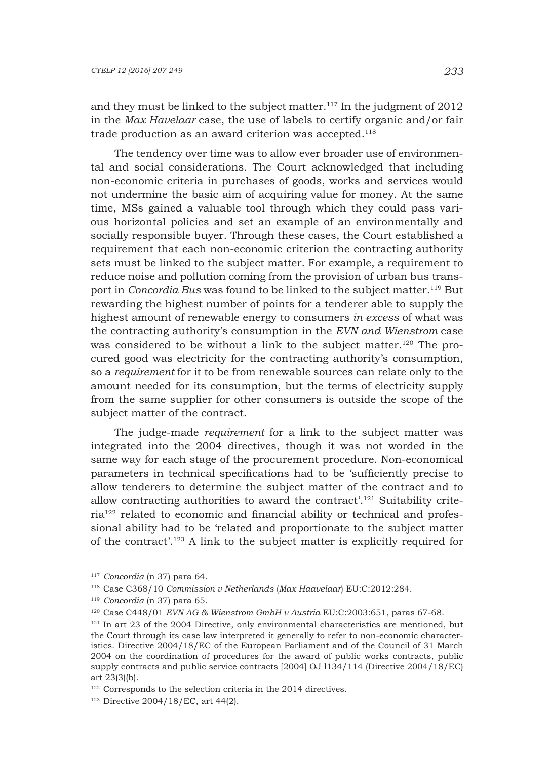and they must be linked to the subject matter.[117] In the judgment of 2012 in the *Max Havelaar* case, the use of labels to certify organic and/or fair trade production as an award criterion was accepted.[118]

The tendency over time was to allow ever broader use of environmental and social considerations. The Court acknowledged that including non-economic criteria in purchases of goods, works and services would not undermine the basic aim of acquiring value for money. At the same time, MSs gained a valuable tool through which they could pass various horizontal policies and set an example of an environmentally and socially responsible buyer. Through these cases, the Court established a requirement that each non-economic criterion the contracting authority sets must be linked to the subject matter. For example, a requirement to reduce noise and pollution coming from the provision of urban bus transport in *Concordia Bus* was found to be linked to the subject matter.[119] But rewarding the highest number of points for a tenderer able to supply the highest amount of renewable energy to consumers *in excess* of what was the contracting authority's consumption in the *EVN and Wienstrom* case was considered to be without a link to the subject matter.[120] The procured good was electricity for the contracting authority's consumption, so a *requirement* for it to be from renewable sources can relate only to the amount needed for its consumption, but the terms of electricity supply from the same supplier for other consumers is outside the scope of the subject matter of the contract.

The judge-made *requirement* for a link to the subject matter was integrated into the 2004 directives, though it was not worded in the same way for each stage of the procurement procedure. Non-economical parameters in technical specifications had to be 'sufficiently precise to allow tenderers to determine the subject matter of the contract and to allow contracting authorities to award the contract'.[121] Suitability criteria[122] related to economic and financial ability or technical and professional ability had to be 'related and proportionate to the subject matter of the contract'.[123] A link to the subject matter is explicitly required for

---

[117] *Concordia* (n 37) para 64.

[118] Case C368/10 *Commission v Netherlands* (*Max Haavelaar*) EU:C:2012:284.

[119] *Concordia* (n 37) para 65.

[120] Case C448/01 *EVN AG & Wienstrom GmbH v Austria* EU:C:2003:651, paras 67-68.

[121] In art 23 of the 2004 Directive, only environmental characteristics are mentioned, but the Court through its case law interpreted it generally to refer to non-economic characteristics. Directive 2004/18/EC of the European Parliament and of the Council of 31 March 2004 on the coordination of procedures for the award of public works contracts, public supply contracts and public service contracts [2004] OJ l134/114 (Directive 2004/18/EC) art 23(3)(b).

[122] Corresponds to the selection criteria in the 2014 directives.

[123] Directive 2004/18/EC, art 44(2).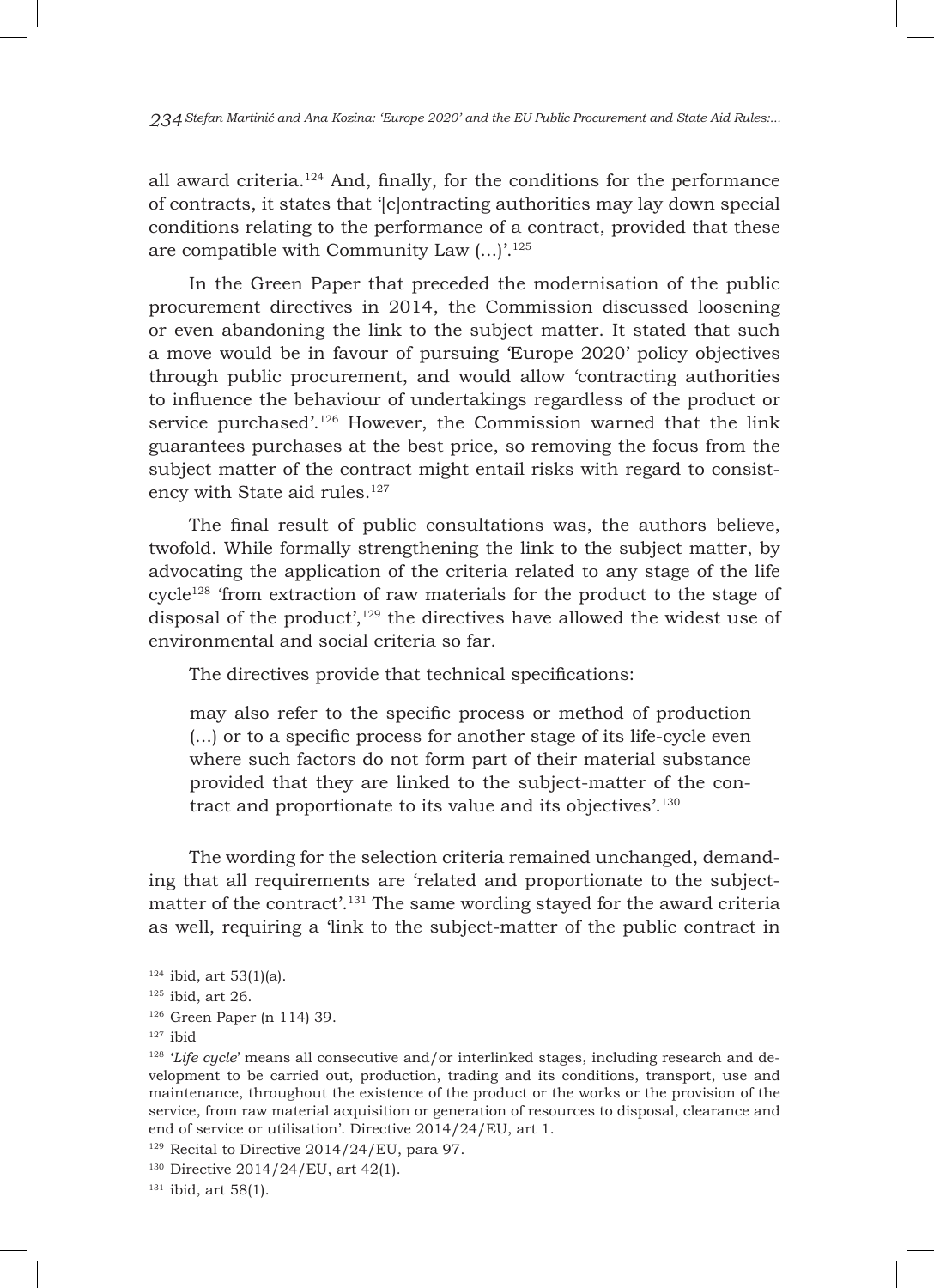all award criteria.[124] And, finally, for the conditions for the performance of contracts, it states that '[c]ontracting authorities may lay down special conditions relating to the performance of a contract, provided that these are compatible with Community Law (...)'.[125]

In the Green Paper that preceded the modernisation of the public procurement directives in 2014, the Commission discussed loosening or even abandoning the link to the subject matter. It stated that such a move would be in favour of pursuing 'Europe 2020' policy objectives through public procurement, and would allow 'contracting authorities to influence the behaviour of undertakings regardless of the product or service purchased'.[126] However, the Commission warned that the link guarantees purchases at the best price, so removing the focus from the subject matter of the contract might entail risks with regard to consistency with State aid rules.[127]

The final result of public consultations was, the authors believe, twofold. While formally strengthening the link to the subject matter, by advocating the application of the criteria related to any stage of the life cycle[128] 'from extraction of raw materials for the product to the stage of disposal of the product',[129] the directives have allowed the widest use of environmental and social criteria so far.

The directives provide that technical specifications:

> may also refer to the specific process or method of production (...) or to a specific process for another stage of its life-cycle even where such factors do not form part of their material substance provided that they are linked to the subject-matter of the contract and proportionate to its value and its objectives'.[130]

The wording for the selection criteria remained unchanged, demanding that all requirements are 'related and proportionate to the subject-matter of the contract'.[131] The same wording stayed for the award criteria as well, requiring a 'link to the subject-matter of the public contract in

---

[124] ibid, art 53(1)(a).

[125] ibid, art 26.

[126] Green Paper (n 114) 39.

[127] ibid

[128] '*Life cycle*' means all consecutive and/or interlinked stages, including research and development to be carried out, production, trading and its conditions, transport, use and maintenance, throughout the existence of the product or the works or the provision of the service, from raw material acquisition or generation of resources to disposal, clearance and end of service or utilisation'. Directive 2014/24/EU, art 1.

[129] Recital to Directive 2014/24/EU, para 97.

[130] Directive 2014/24/EU, art 42(1).

[131] ibid, art 58(1).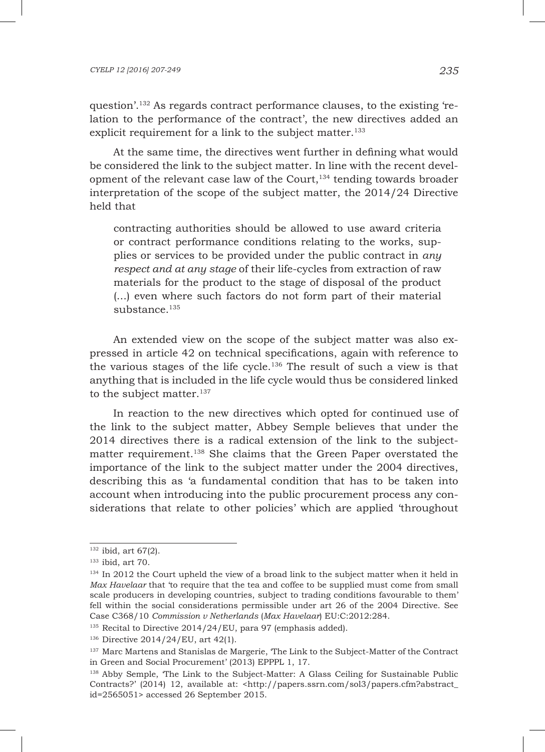question'.[132] As regards contract performance clauses, to the existing 'relation to the performance of the contract', the new directives added an explicit requirement for a link to the subject matter.[133]

At the same time, the directives went further in defining what would be considered the link to the subject matter. In line with the recent development of the relevant case law of the Court,[134] tending towards broader interpretation of the scope of the subject matter, the 2014/24 Directive held that

> contracting authorities should be allowed to use award criteria or contract performance conditions relating to the works, supplies or services to be provided under the public contract in *any respect and at any stage* of their life-cycles from extraction of raw materials for the product to the stage of disposal of the product (...) even where such factors do not form part of their material substance.[135]

An extended view on the scope of the subject matter was also expressed in article 42 on technical specifications, again with reference to the various stages of the life cycle.[136] The result of such a view is that anything that is included in the life cycle would thus be considered linked to the subject matter.[137]

In reaction to the new directives which opted for continued use of the link to the subject matter, Abbey Semple believes that under the 2014 directives there is a radical extension of the link to the subject-matter requirement.[138] She claims that the Green Paper overstated the importance of the link to the subject matter under the 2004 directives, describing this as 'a fundamental condition that has to be taken into account when introducing into the public procurement process any considerations that relate to other policies' which are applied 'throughout

---

[132] ibid, art 67(2).

[133] ibid, art 70.

[134] In 2012 the Court upheld the view of a broad link to the subject matter when it held in *Max Havelaar* that 'to require that the tea and coffee to be supplied must come from small scale producers in developing countries, subject to trading conditions favourable to them' fell within the social considerations permissible under art 26 of the 2004 Directive. See Case C368/10 *Commission v Netherlands* (*Max Havelaar*) EU:C:2012:284.

[135] Recital to Directive 2014/24/EU, para 97 (emphasis added).

[136] Directive 2014/24/EU, art 42(1).

[137] Marc Martens and Stanislas de Margerie, 'The Link to the Subject-Matter of the Contract in Green and Social Procurement' (2013) EPPPL 1, 17.

[138] Abby Semple, 'The Link to the Subject-Matter: A Glass Ceiling for Sustainable Public Contracts?' (2014) 12, available at: <http://papers.ssrn.com/sol3/papers.cfm?abstract_id=2565051> accessed 26 September 2015.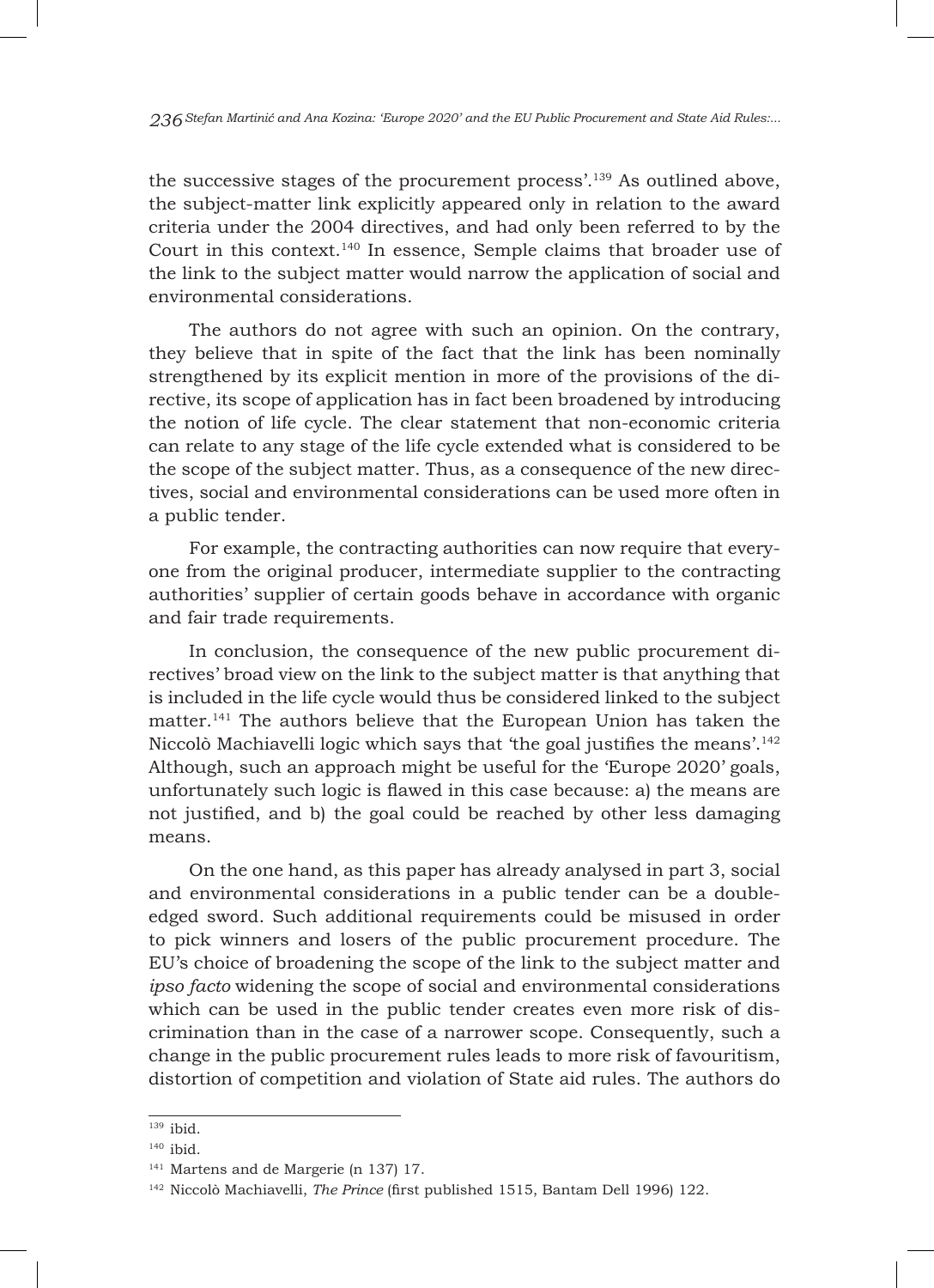the successive stages of the procurement process'.[139] As outlined above, the subject-matter link explicitly appeared only in relation to the award criteria under the 2004 directives, and had only been referred to by the Court in this context.[140] In essence, Semple claims that broader use of the link to the subject matter would narrow the application of social and environmental considerations.

The authors do not agree with such an opinion. On the contrary, they believe that in spite of the fact that the link has been nominally strengthened by its explicit mention in more of the provisions of the directive, its scope of application has in fact been broadened by introducing the notion of life cycle. The clear statement that non-economic criteria can relate to any stage of the life cycle extended what is considered to be the scope of the subject matter. Thus, as a consequence of the new directives, social and environmental considerations can be used more often in a public tender.

For example, the contracting authorities can now require that everyone from the original producer, intermediate supplier to the contracting authorities' supplier of certain goods behave in accordance with organic and fair trade requirements.

In conclusion, the consequence of the new public procurement directives' broad view on the link to the subject matter is that anything that is included in the life cycle would thus be considered linked to the subject matter.[141] The authors believe that the European Union has taken the Niccolò Machiavelli logic which says that 'the goal justifies the means'.[142] Although, such an approach might be useful for the 'Europe 2020' goals, unfortunately such logic is flawed in this case because: a) the means are not justified, and b) the goal could be reached by other less damaging means.

On the one hand, as this paper has already analysed in part 3, social and environmental considerations in a public tender can be a double-edged sword. Such additional requirements could be misused in order to pick winners and losers of the public procurement procedure. The EU's choice of broadening the scope of the link to the subject matter and *ipso facto* widening the scope of social and environmental considerations which can be used in the public tender creates even more risk of discrimination than in the case of a narrower scope. Consequently, such a change in the public procurement rules leads to more risk of favouritism, distortion of competition and violation of State aid rules. The authors do

---

[139] ibid.

[140] ibid.

[141] Martens and de Margerie (n 137) 17.

[142] Niccolò Machiavelli, *The Prince* (first published 1515, Bantam Dell 1996) 122.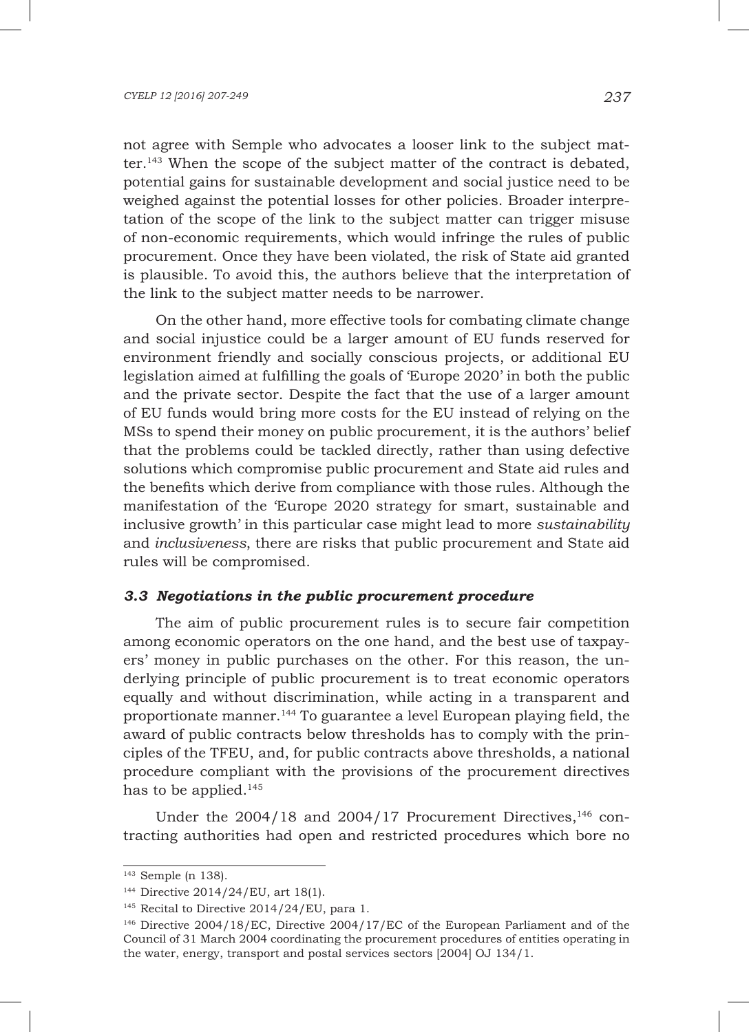not agree with Semple who advocates a looser link to the subject matter.[143] When the scope of the subject matter of the contract is debated, potential gains for sustainable development and social justice need to be weighed against the potential losses for other policies. Broader interpretation of the scope of the link to the subject matter can trigger misuse of non-economic requirements, which would infringe the rules of public procurement. Once they have been violated, the risk of State aid granted is plausible. To avoid this, the authors believe that the interpretation of the link to the subject matter needs to be narrower.

On the other hand, more effective tools for combating climate change and social injustice could be a larger amount of EU funds reserved for environment friendly and socially conscious projects, or additional EU legislation aimed at fulfilling the goals of 'Europe 2020' in both the public and the private sector. Despite the fact that the use of a larger amount of EU funds would bring more costs for the EU instead of relying on the MSs to spend their money on public procurement, it is the authors' belief that the problems could be tackled directly, rather than using defective solutions which compromise public procurement and State aid rules and the benefits which derive from compliance with those rules. Although the manifestation of the 'Europe 2020 strategy for smart, sustainable and inclusive growth' in this particular case might lead to more *sustainability* and *inclusiveness*, there are risks that public procurement and State aid rules will be compromised.

### *3.3 Negotiations in the public procurement procedure*

The aim of public procurement rules is to secure fair competition among economic operators on the one hand, and the best use of taxpayers' money in public purchases on the other. For this reason, the underlying principle of public procurement is to treat economic operators equally and without discrimination, while acting in a transparent and proportionate manner.[144] To guarantee a level European playing field, the award of public contracts below thresholds has to comply with the principles of the TFEU, and, for public contracts above thresholds, a national procedure compliant with the provisions of the procurement directives has to be applied.[145]

Under the 2004/18 and 2004/17 Procurement Directives,[146] contracting authorities had open and restricted procedures which bore no

---

[143] Semple (n 138).

[144] Directive 2014/24/EU, art 18(1).

[145] Recital to Directive 2014/24/EU, para 1.

[146] Directive 2004/18/EC, Directive 2004/17/EC of the European Parliament and of the Council of 31 March 2004 coordinating the procurement procedures of entities operating in the water, energy, transport and postal services sectors [2004] OJ 134/1.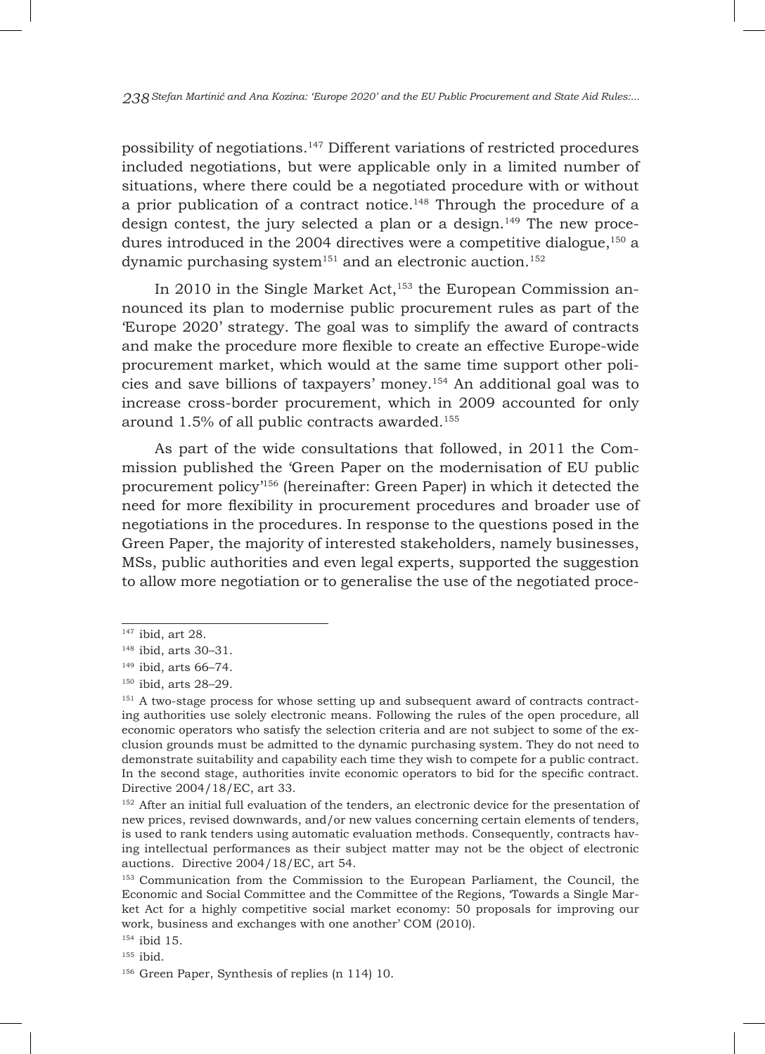possibility of negotiations.[147] Different variations of restricted procedures included negotiations, but were applicable only in a limited number of situations, where there could be a negotiated procedure with or without a prior publication of a contract notice.[148] Through the procedure of a design contest, the jury selected a plan or a design.[149] The new procedures introduced in the 2004 directives were a competitive dialogue,[150] a dynamic purchasing system[151] and an electronic auction.[152]

In 2010 in the Single Market Act,[153] the European Commission announced its plan to modernise public procurement rules as part of the 'Europe 2020' strategy. The goal was to simplify the award of contracts and make the procedure more flexible to create an effective Europe-wide procurement market, which would at the same time support other policies and save billions of taxpayers' money.[154] An additional goal was to increase cross-border procurement, which in 2009 accounted for only around 1.5% of all public contracts awarded.[155]

As part of the wide consultations that followed, in 2011 the Commission published the 'Green Paper on the modernisation of EU public procurement policy'[156] (hereinafter: Green Paper) in which it detected the need for more flexibility in procurement procedures and broader use of negotiations in the procedures. In response to the questions posed in the Green Paper, the majority of interested stakeholders, namely businesses, MSs, public authorities and even legal experts, supported the suggestion to allow more negotiation or to generalise the use of the negotiated proce-

---

[147] ibid, art 28.

[148] ibid, arts 30–31.

[149] ibid, arts 66–74.

[150] ibid, arts 28–29.

[151] A two-stage process for whose setting up and subsequent award of contracts contracting authorities use solely electronic means. Following the rules of the open procedure, all economic operators who satisfy the selection criteria and are not subject to some of the exclusion grounds must be admitted to the dynamic purchasing system. They do not need to demonstrate suitability and capability each time they wish to compete for a public contract. In the second stage, authorities invite economic operators to bid for the specific contract. Directive 2004/18/EC, art 33.

[152] After an initial full evaluation of the tenders, an electronic device for the presentation of new prices, revised downwards, and/or new values concerning certain elements of tenders, is used to rank tenders using automatic evaluation methods. Consequently, contracts having intellectual performances as their subject matter may not be the object of electronic auctions. Directive 2004/18/EC, art 54.

[153] Communication from the Commission to the European Parliament, the Council, the Economic and Social Committee and the Committee of the Regions, 'Towards a Single Market Act for a highly competitive social market economy: 50 proposals for improving our work, business and exchanges with one another' COM (2010).

[154] ibid 15.

[155] ibid.

[156] Green Paper, Synthesis of replies (n 114) 10.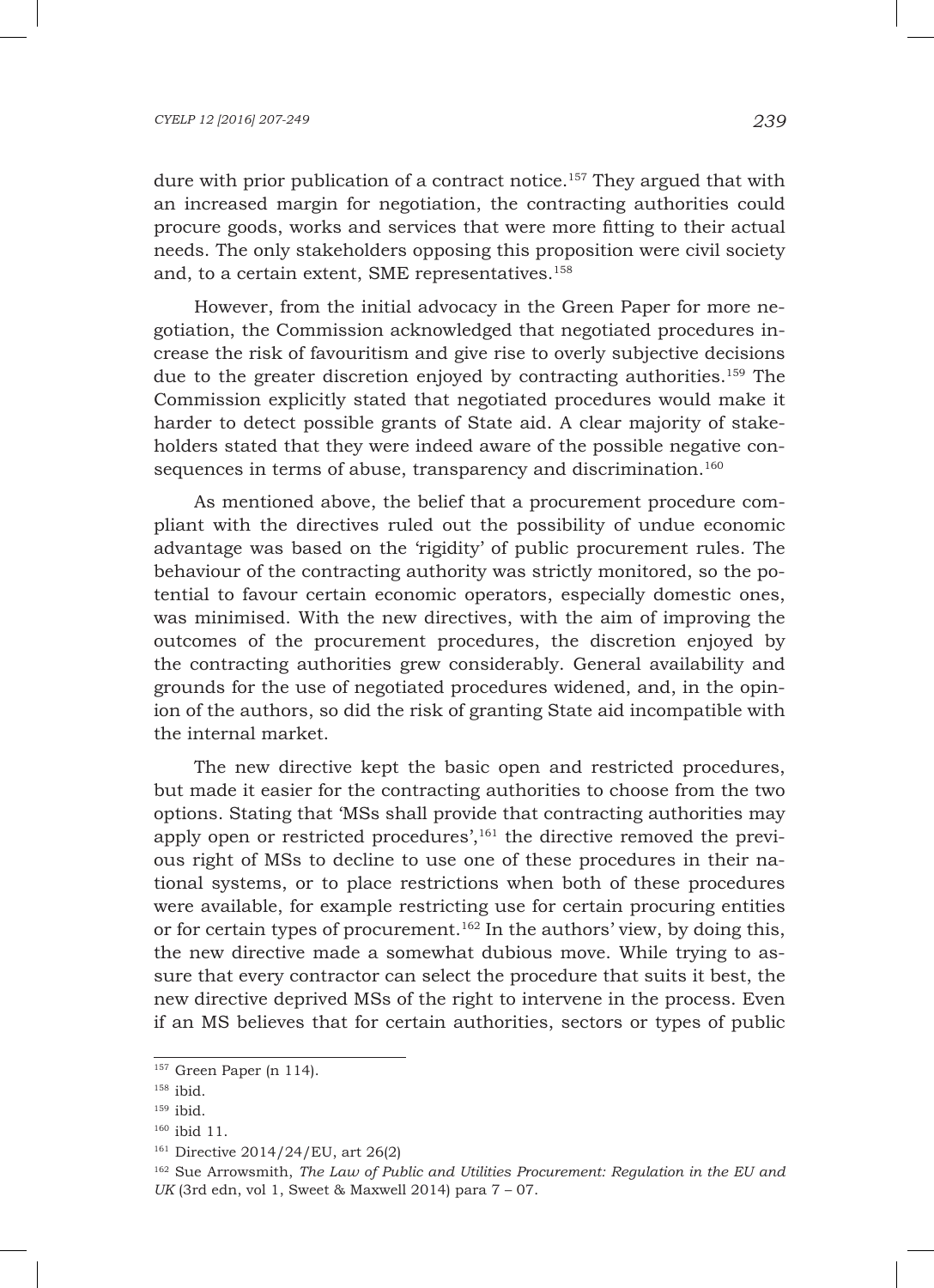dure with prior publication of a contract notice.[157] They argued that with an increased margin for negotiation, the contracting authorities could procure goods, works and services that were more fitting to their actual needs. The only stakeholders opposing this proposition were civil society and, to a certain extent, SME representatives.[158]

However, from the initial advocacy in the Green Paper for more negotiation, the Commission acknowledged that negotiated procedures increase the risk of favouritism and give rise to overly subjective decisions due to the greater discretion enjoyed by contracting authorities.[159] The Commission explicitly stated that negotiated procedures would make it harder to detect possible grants of State aid. A clear majority of stakeholders stated that they were indeed aware of the possible negative consequences in terms of abuse, transparency and discrimination.[160]

As mentioned above, the belief that a procurement procedure compliant with the directives ruled out the possibility of undue economic advantage was based on the 'rigidity' of public procurement rules. The behaviour of the contracting authority was strictly monitored, so the potential to favour certain economic operators, especially domestic ones, was minimised. With the new directives, with the aim of improving the outcomes of the procurement procedures, the discretion enjoyed by the contracting authorities grew considerably. General availability and grounds for the use of negotiated procedures widened, and, in the opinion of the authors, so did the risk of granting State aid incompatible with the internal market.

The new directive kept the basic open and restricted procedures, but made it easier for the contracting authorities to choose from the two options. Stating that 'MSs shall provide that contracting authorities may apply open or restricted procedures',[161] the directive removed the previous right of MSs to decline to use one of these procedures in their national systems, or to place restrictions when both of these procedures were available, for example restricting use for certain procuring entities or for certain types of procurement.[162] In the authors' view, by doing this, the new directive made a somewhat dubious move. While trying to assure that every contractor can select the procedure that suits it best, the new directive deprived MSs of the right to intervene in the process. Even if an MS believes that for certain authorities, sectors or types of public

---

[157] Green Paper (n 114).

[158] ibid.

[159] ibid.

[160] ibid 11.

[161] Directive 2014/24/EU, art 26(2)

[162] Sue Arrowsmith, *The Law of Public and Utilities Procurement: Regulation in the EU and UK* (3rd edn, vol 1, Sweet & Maxwell 2014) para 7 – 07.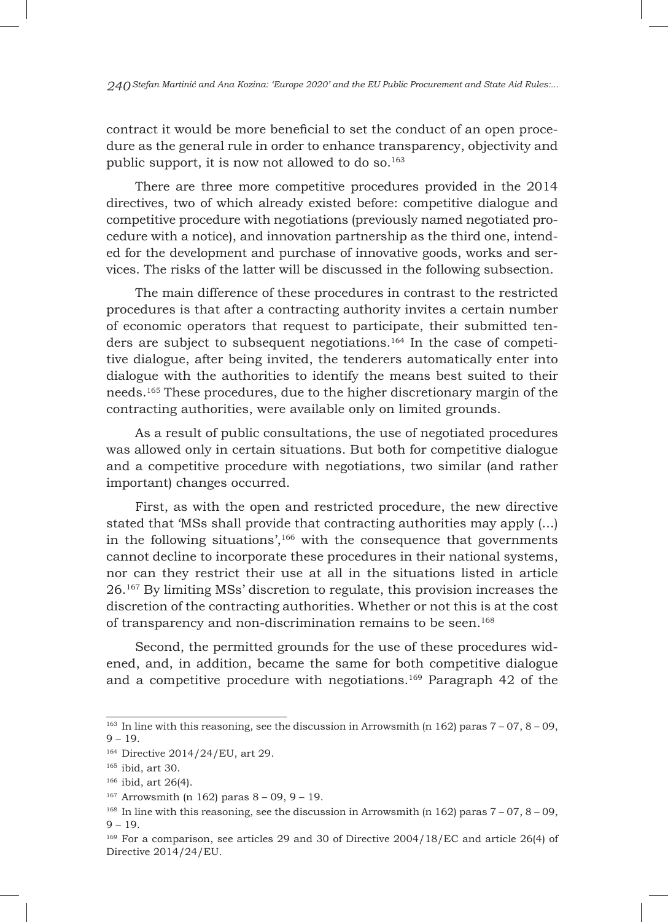contract it would be more beneficial to set the conduct of an open procedure as the general rule in order to enhance transparency, objectivity and public support, it is now not allowed to do so.[163]

There are three more competitive procedures provided in the 2014 directives, two of which already existed before: competitive dialogue and competitive procedure with negotiations (previously named negotiated procedure with a notice), and innovation partnership as the third one, intended for the development and purchase of innovative goods, works and services. The risks of the latter will be discussed in the following subsection.

The main difference of these procedures in contrast to the restricted procedures is that after a contracting authority invites a certain number of economic operators that request to participate, their submitted tenders are subject to subsequent negotiations.[164] In the case of competitive dialogue, after being invited, the tenderers automatically enter into dialogue with the authorities to identify the means best suited to their needs.[165] These procedures, due to the higher discretionary margin of the contracting authorities, were available only on limited grounds.

As a result of public consultations, the use of negotiated procedures was allowed only in certain situations. But both for competitive dialogue and a competitive procedure with negotiations, two similar (and rather important) changes occurred.

First, as with the open and restricted procedure, the new directive stated that 'MSs shall provide that contracting authorities may apply (...) in the following situations',[166] with the consequence that governments cannot decline to incorporate these procedures in their national systems, nor can they restrict their use at all in the situations listed in article 26.[167] By limiting MSs' discretion to regulate, this provision increases the discretion of the contracting authorities. Whether or not this is at the cost of transparency and non-discrimination remains to be seen.[168]

Second, the permitted grounds for the use of these procedures widened, and, in addition, became the same for both competitive dialogue and a competitive procedure with negotiations.[169] Paragraph 42 of the

---

[163] In line with this reasoning, see the discussion in Arrowsmith (n 162) paras 7 – 07, 8 – 09, 9 – 19.

[164] Directive 2014/24/EU, art 29.

[165] ibid, art 30.

[166] ibid, art 26(4).

[167] Arrowsmith (n 162) paras 8 – 09, 9 – 19.

[168] In line with this reasoning, see the discussion in Arrowsmith (n 162) paras 7 – 07, 8 – 09, 9 – 19.

[169] For a comparison, see articles 29 and 30 of Directive 2004/18/EC and article 26(4) of Directive 2014/24/EU.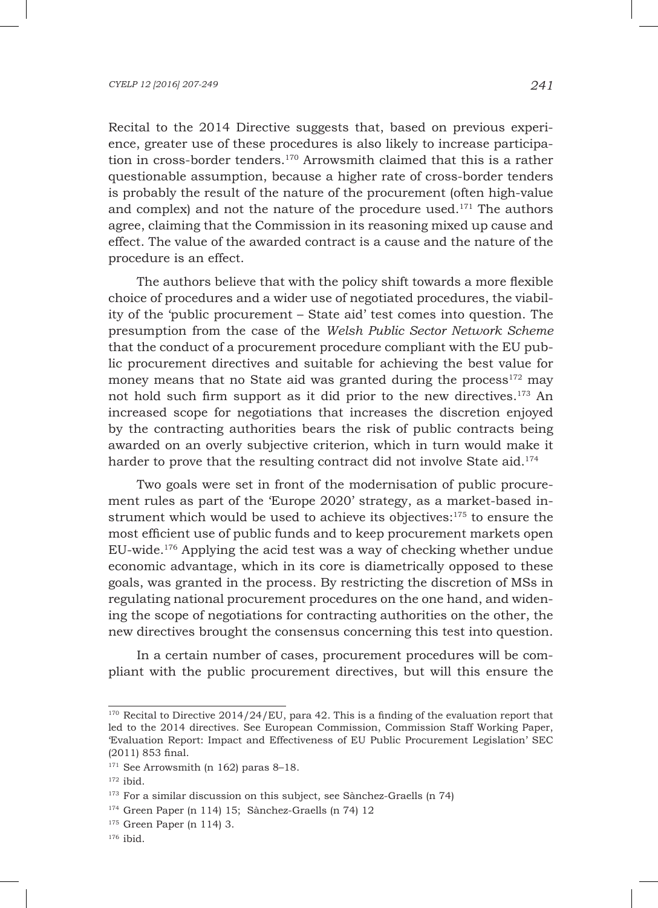Recital to the 2014 Directive suggests that, based on previous experience, greater use of these procedures is also likely to increase participation in cross-border tenders.[170] Arrowsmith claimed that this is a rather questionable assumption, because a higher rate of cross-border tenders is probably the result of the nature of the procurement (often high-value and complex) and not the nature of the procedure used.[171] The authors agree, claiming that the Commission in its reasoning mixed up cause and effect. The value of the awarded contract is a cause and the nature of the procedure is an effect.

The authors believe that with the policy shift towards a more flexible choice of procedures and a wider use of negotiated procedures, the viability of the 'public procurement – State aid' test comes into question. The presumption from the case of the *Welsh Public Sector Network Scheme* that the conduct of a procurement procedure compliant with the EU public procurement directives and suitable for achieving the best value for money means that no State aid was granted during the process[172] may not hold such firm support as it did prior to the new directives.[173] An increased scope for negotiations that increases the discretion enjoyed by the contracting authorities bears the risk of public contracts being awarded on an overly subjective criterion, which in turn would make it harder to prove that the resulting contract did not involve State aid.[174]

Two goals were set in front of the modernisation of public procurement rules as part of the 'Europe 2020' strategy, as a market-based instrument which would be used to achieve its objectives:[175] to ensure the most efficient use of public funds and to keep procurement markets open EU-wide.[176] Applying the acid test was a way of checking whether undue economic advantage, which in its core is diametrically opposed to these goals, was granted in the process. By restricting the discretion of MSs in regulating national procurement procedures on the one hand, and widening the scope of negotiations for contracting authorities on the other, the new directives brought the consensus concerning this test into question.

In a certain number of cases, procurement procedures will be compliant with the public procurement directives, but will this ensure the

---

[170] Recital to Directive 2014/24/EU, para 42. This is a finding of the evaluation report that led to the 2014 directives. See European Commission, Commission Staff Working Paper, 'Evaluation Report: Impact and Effectiveness of EU Public Procurement Legislation' SEC (2011) 853 final.

[171] See Arrowsmith (n 162) paras 8–18.

[172] ibid.

[173] For a similar discussion on this subject, see Sànchez-Graells (n 74)

[174] Green Paper (n 114) 15; Sànchez-Graells (n 74) 12

[175] Green Paper (n 114) 3.

[176] ibid.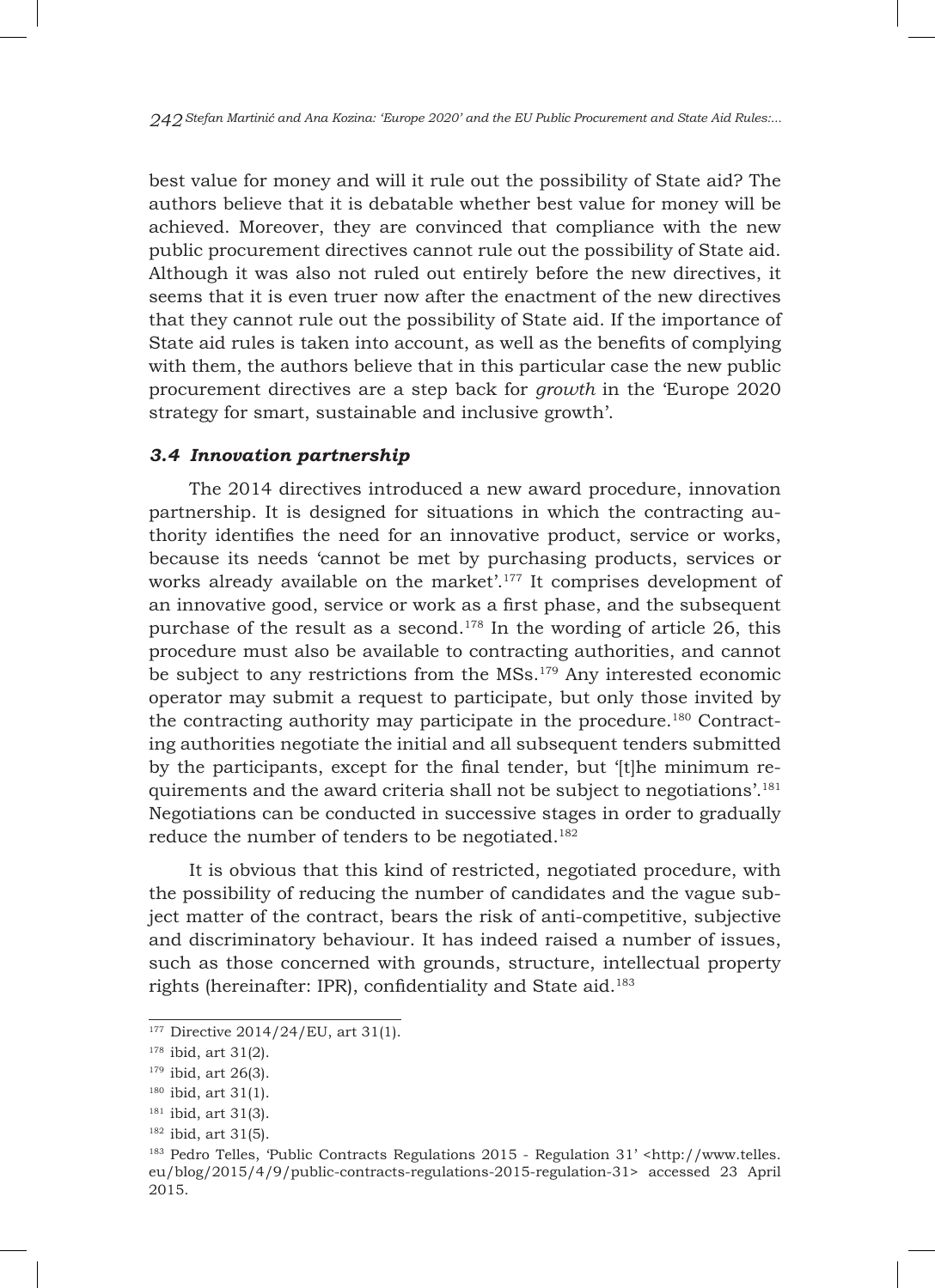best value for money and will it rule out the possibility of State aid? The authors believe that it is debatable whether best value for money will be achieved. Moreover, they are convinced that compliance with the new public procurement directives cannot rule out the possibility of State aid. Although it was also not ruled out entirely before the new directives, it seems that it is even truer now after the enactment of the new directives that they cannot rule out the possibility of State aid. If the importance of State aid rules is taken into account, as well as the benefits of complying with them, the authors believe that in this particular case the new public procurement directives are a step back for *growth* in the 'Europe 2020 strategy for smart, sustainable and inclusive growth'.

### *3.4 Innovation partnership*

The 2014 directives introduced a new award procedure, innovation partnership. It is designed for situations in which the contracting authority identifies the need for an innovative product, service or works, because its needs 'cannot be met by purchasing products, services or works already available on the market'.[177] It comprises development of an innovative good, service or work as a first phase, and the subsequent purchase of the result as a second.[178] In the wording of article 26, this procedure must also be available to contracting authorities, and cannot be subject to any restrictions from the MSs.[179] Any interested economic operator may submit a request to participate, but only those invited by the contracting authority may participate in the procedure.[180] Contracting authorities negotiate the initial and all subsequent tenders submitted by the participants, except for the final tender, but '[t]he minimum requirements and the award criteria shall not be subject to negotiations'.[181] Negotiations can be conducted in successive stages in order to gradually reduce the number of tenders to be negotiated.[182]

It is obvious that this kind of restricted, negotiated procedure, with the possibility of reducing the number of candidates and the vague subject matter of the contract, bears the risk of anti-competitive, subjective and discriminatory behaviour. It has indeed raised a number of issues, such as those concerned with grounds, structure, intellectual property rights (hereinafter: IPR), confidentiality and State aid.[183]

---

[177] Directive 2014/24/EU, art 31(1).

[178] ibid, art 31(2).

[179] ibid, art 26(3).

[180] ibid, art 31(1).

[181] ibid, art 31(3).

[182] ibid, art 31(5).

[183] Pedro Telles, 'Public Contracts Regulations 2015 - Regulation 31' <http://www.telles.eu/blog/2015/4/9/public-contracts-regulations-2015-regulation-31> accessed 23 April 2015.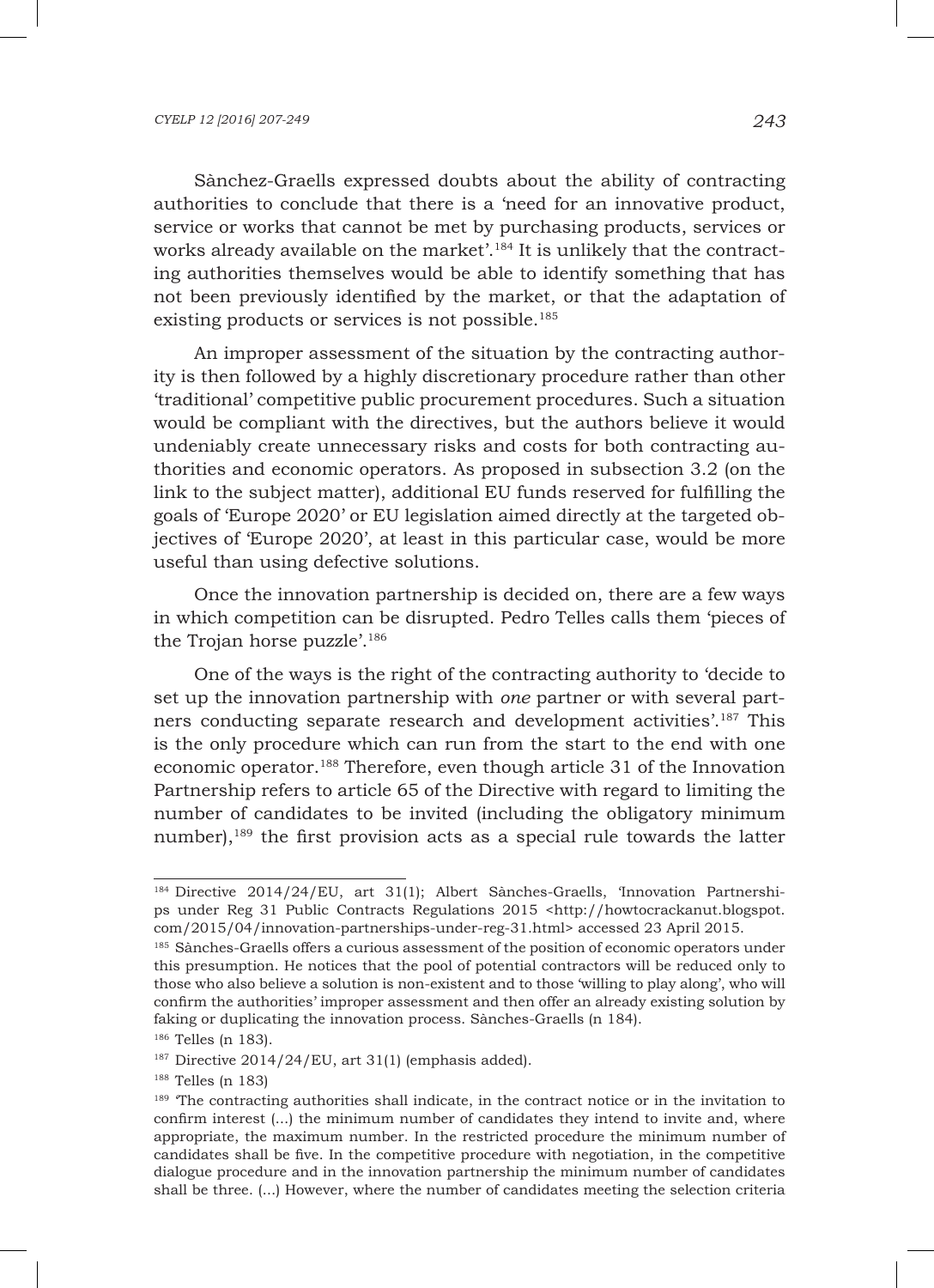Sànchez-Graells expressed doubts about the ability of contracting authorities to conclude that there is a 'need for an innovative product, service or works that cannot be met by purchasing products, services or works already available on the market'.[184] It is unlikely that the contracting authorities themselves would be able to identify something that has not been previously identified by the market, or that the adaptation of existing products or services is not possible.[185]

An improper assessment of the situation by the contracting authority is then followed by a highly discretionary procedure rather than other 'traditional' competitive public procurement procedures. Such a situation would be compliant with the directives, but the authors believe it would undeniably create unnecessary risks and costs for both contracting authorities and economic operators. As proposed in subsection 3.2 (on the link to the subject matter), additional EU funds reserved for fulfilling the goals of 'Europe 2020' or EU legislation aimed directly at the targeted objectives of 'Europe 2020', at least in this particular case, would be more useful than using defective solutions.

Once the innovation partnership is decided on, there are a few ways in which competition can be disrupted. Pedro Telles calls them 'pieces of the Trojan horse puzzle'.[186]

One of the ways is the right of the contracting authority to 'decide to set up the innovation partnership with *one* partner or with several partners conducting separate research and development activities'.[187] This is the only procedure which can run from the start to the end with one economic operator.[188] Therefore, even though article 31 of the Innovation Partnership refers to article 65 of the Directive with regard to limiting the number of candidates to be invited (including the obligatory minimum number),[189] the first provision acts as a special rule towards the latter

---

[184] Directive 2014/24/EU, art 31(1); Albert Sànches-Graells, 'Innovation Partnerships under Reg 31 Public Contracts Regulations 2015 <http://howtocrackanut.blogspot.com/2015/04/innovation-partnerships-under-reg-31.html> accessed 23 April 2015.

[185] Sànches-Graells offers a curious assessment of the position of economic operators under this presumption. He notices that the pool of potential contractors will be reduced only to those who also believe a solution is non-existent and to those 'willing to play along', who will confirm the authorities' improper assessment and then offer an already existing solution by faking or duplicating the innovation process. Sànches-Graells (n 184).

[186] Telles (n 183).

[187] Directive 2014/24/EU, art 31(1) (emphasis added).

[188] Telles (n 183)

[189] 'The contracting authorities shall indicate, in the contract notice or in the invitation to confirm interest (...) the minimum number of candidates they intend to invite and, where appropriate, the maximum number. In the restricted procedure the minimum number of candidates shall be five. In the competitive procedure with negotiation, in the competitive dialogue procedure and in the innovation partnership the minimum number of candidates shall be three. (...) However, where the number of candidates meeting the selection criteria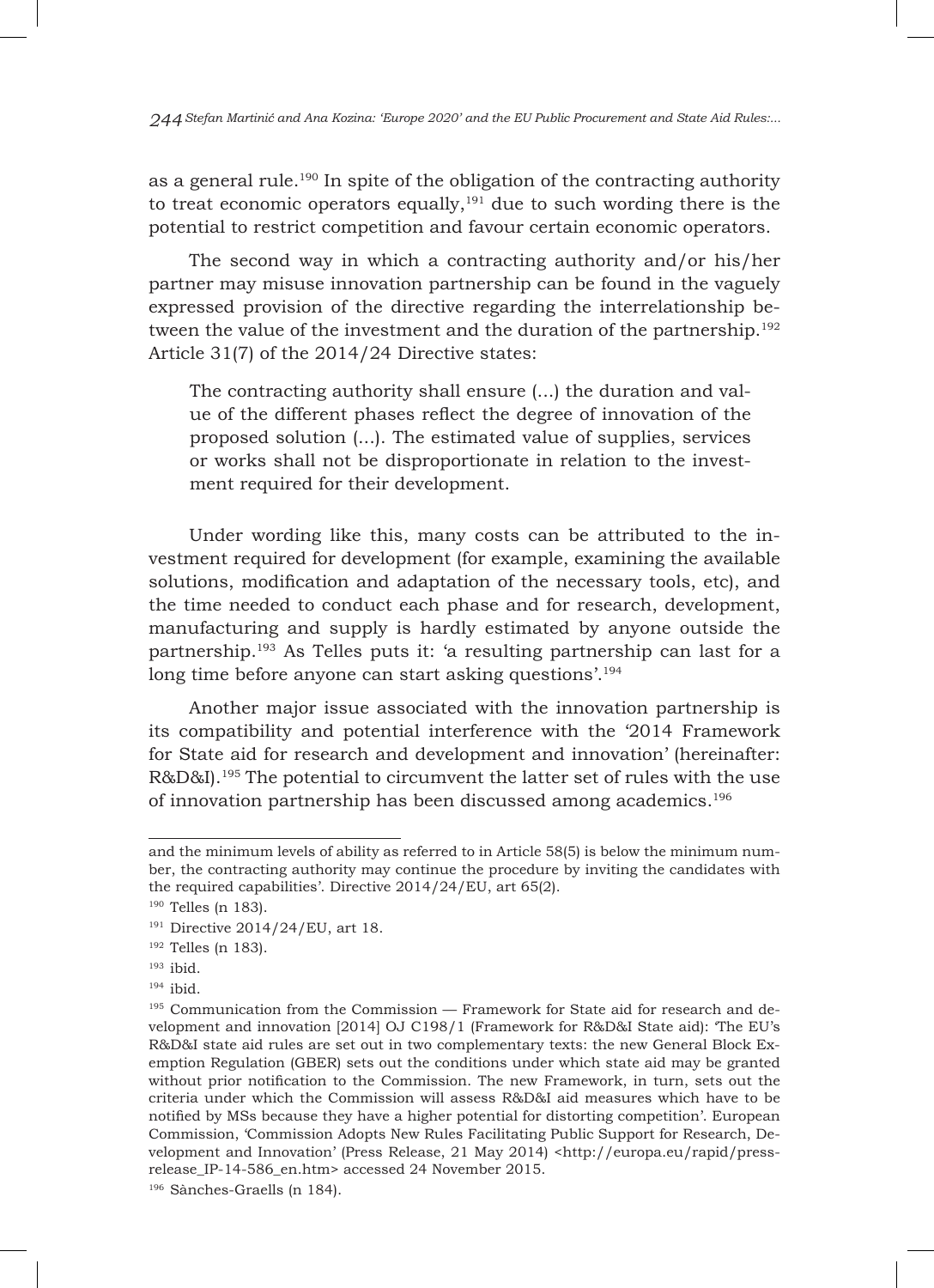as a general rule.[190] In spite of the obligation of the contracting authority to treat economic operators equally,[191] due to such wording there is the potential to restrict competition and favour certain economic operators.

The second way in which a contracting authority and/or his/her partner may misuse innovation partnership can be found in the vaguely expressed provision of the directive regarding the interrelationship between the value of the investment and the duration of the partnership.[192] Article 31(7) of the 2014/24 Directive states:

> The contracting authority shall ensure (...) the duration and value of the different phases reflect the degree of innovation of the proposed solution (...). The estimated value of supplies, services or works shall not be disproportionate in relation to the investment required for their development.

Under wording like this, many costs can be attributed to the investment required for development (for example, examining the available solutions, modification and adaptation of the necessary tools, etc), and the time needed to conduct each phase and for research, development, manufacturing and supply is hardly estimated by anyone outside the partnership.[193] As Telles puts it: 'a resulting partnership can last for a long time before anyone can start asking questions'.[194]

Another major issue associated with the innovation partnership is its compatibility and potential interference with the '2014 Framework for State aid for research and development and innovation' (hereinafter: R&D&I).[195] The potential to circumvent the latter set of rules with the use of innovation partnership has been discussed among academics.[196]

---

and the minimum levels of ability as referred to in Article 58(5) is below the minimum number, the contracting authority may continue the procedure by inviting the candidates with the required capabilities'. Directive 2014/24/EU, art 65(2).

[190] Telles (n 183).

[191] Directive 2014/24/EU, art 18.

[192] Telles (n 183).

[193] ibid.

[194] ibid.

[195] Communication from the Commission — Framework for State aid for research and development and innovation [2014] OJ C198/1 (Framework for R&D&I State aid): 'The EU's R&D&I state aid rules are set out in two complementary texts: the new General Block Exemption Regulation (GBER) sets out the conditions under which state aid may be granted without prior notification to the Commission. The new Framework, in turn, sets out the criteria under which the Commission will assess R&D&I aid measures which have to be notified by MSs because they have a higher potential for distorting competition'. European Commission, 'Commission Adopts New Rules Facilitating Public Support for Research, Development and Innovation' (Press Release, 21 May 2014) <http://europa.eu/rapid/press-release_IP-14-586_en.htm> accessed 24 November 2015.

[196] Sànches-Graells (n 184).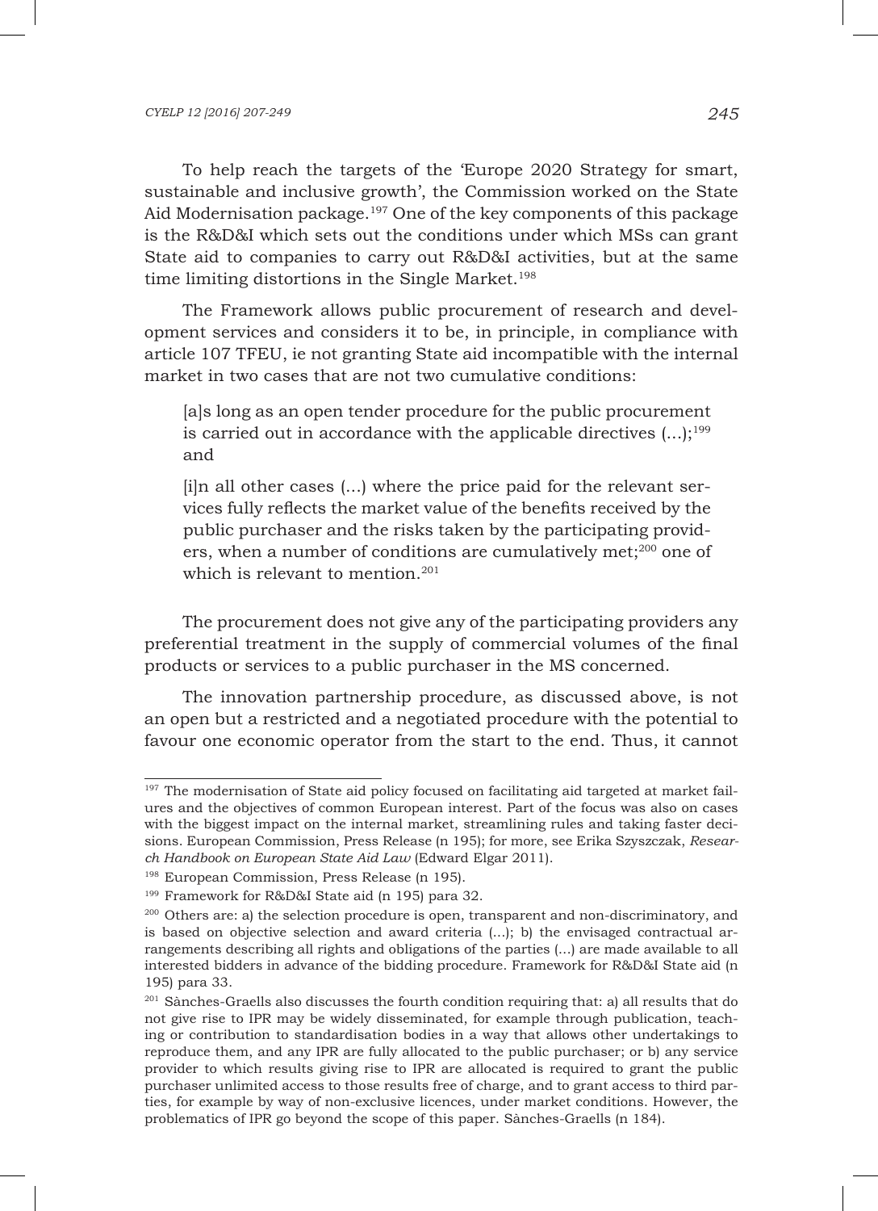To help reach the targets of the 'Europe 2020 Strategy for smart, sustainable and inclusive growth', the Commission worked on the State Aid Modernisation package.[197] One of the key components of this package is the R&D&I which sets out the conditions under which MSs can grant State aid to companies to carry out R&D&I activities, but at the same time limiting distortions in the Single Market.[198]

The Framework allows public procurement of research and development services and considers it to be, in principle, in compliance with article 107 TFEU, ie not granting State aid incompatible with the internal market in two cases that are not two cumulative conditions:

> [a]s long as an open tender procedure for the public procurement is carried out in accordance with the applicable directives (...);[199] and
>
> [i]n all other cases (...) where the price paid for the relevant services fully reflects the market value of the benefits received by the public purchaser and the risks taken by the participating providers, when a number of conditions are cumulatively met;[200] one of which is relevant to mention.[201]

The procurement does not give any of the participating providers any preferential treatment in the supply of commercial volumes of the final products or services to a public purchaser in the MS concerned.

The innovation partnership procedure, as discussed above, is not an open but a restricted and a negotiated procedure with the potential to favour one economic operator from the start to the end. Thus, it cannot

---

[197] The modernisation of State aid policy focused on facilitating aid targeted at market failures and the objectives of common European interest. Part of the focus was also on cases with the biggest impact on the internal market, streamlining rules and taking faster decisions. European Commission, Press Release (n 195); for more, see Erika Szyszczak, *Research Handbook on European State Aid Law* (Edward Elgar 2011).

[198] European Commission, Press Release (n 195).

[199] Framework for R&D&I State aid (n 195) para 32.

[200] Others are: a) the selection procedure is open, transparent and non-discriminatory, and is based on objective selection and award criteria (...); b) the envisaged contractual arrangements describing all rights and obligations of the parties (...) are made available to all interested bidders in advance of the bidding procedure. Framework for R&D&I State aid (n 195) para 33.

[201] Sànches-Graells also discusses the fourth condition requiring that: a) all results that do not give rise to IPR may be widely disseminated, for example through publication, teaching or contribution to standardisation bodies in a way that allows other undertakings to reproduce them, and any IPR are fully allocated to the public purchaser; or b) any service provider to which results giving rise to IPR are allocated is required to grant the public purchaser unlimited access to those results free of charge, and to grant access to third parties, for example by way of non-exclusive licences, under market conditions. However, the problematics of IPR go beyond the scope of this paper. Sànches-Graells (n 184).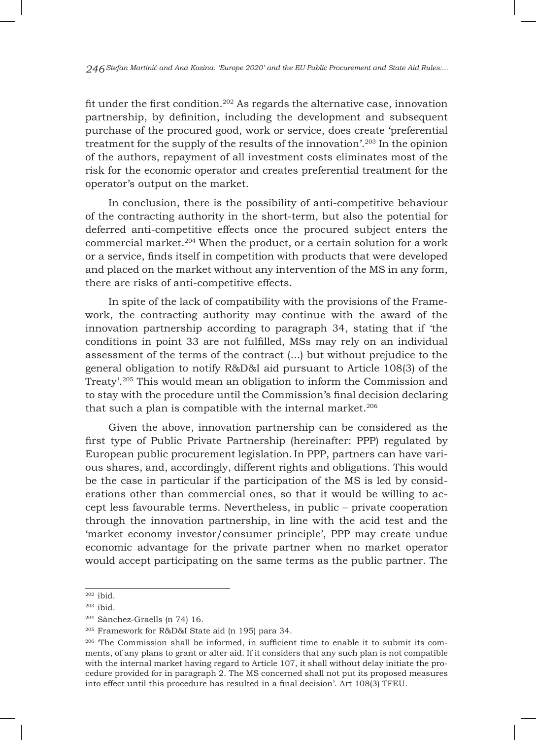fit under the first condition.[202] As regards the alternative case, innovation partnership, by definition, including the development and subsequent purchase of the procured good, work or service, does create 'preferential treatment for the supply of the results of the innovation'.[203] In the opinion of the authors, repayment of all investment costs eliminates most of the risk for the economic operator and creates preferential treatment for the operator's output on the market.

In conclusion, there is the possibility of anti-competitive behaviour of the contracting authority in the short-term, but also the potential for deferred anti-competitive effects once the procured subject enters the commercial market.[204] When the product, or a certain solution for a work or a service, finds itself in competition with products that were developed and placed on the market without any intervention of the MS in any form, there are risks of anti-competitive effects.

In spite of the lack of compatibility with the provisions of the Framework, the contracting authority may continue with the award of the innovation partnership according to paragraph 34, stating that if 'the conditions in point 33 are not fulfilled, MSs may rely on an individual assessment of the terms of the contract (...) but without prejudice to the general obligation to notify R&D&I aid pursuant to Article 108(3) of the Treaty'.[205] This would mean an obligation to inform the Commission and to stay with the procedure until the Commission's final decision declaring that such a plan is compatible with the internal market.[206]

Given the above, innovation partnership can be considered as the first type of Public Private Partnership (hereinafter: PPP) regulated by European public procurement legislation. In PPP, partners can have various shares, and, accordingly, different rights and obligations. This would be the case in particular if the participation of the MS is led by considerations other than commercial ones, so that it would be willing to accept less favourable terms. Nevertheless, in public – private cooperation through the innovation partnership, in line with the acid test and the 'market economy investor/consumer principle', PPP may create undue economic advantage for the private partner when no market operator would accept participating on the same terms as the public partner. The

---

[202] ibid.

[203] ibid.

[204] Sànchez-Graells (n 74) 16.

[205] Framework for R&D&I State aid (n 195) para 34.

[206] 'The Commission shall be informed, in sufficient time to enable it to submit its comments, of any plans to grant or alter aid. If it considers that any such plan is not compatible with the internal market having regard to Article 107, it shall without delay initiate the procedure provided for in paragraph 2. The MS concerned shall not put its proposed measures into effect until this procedure has resulted in a final decision'. Art 108(3) TFEU.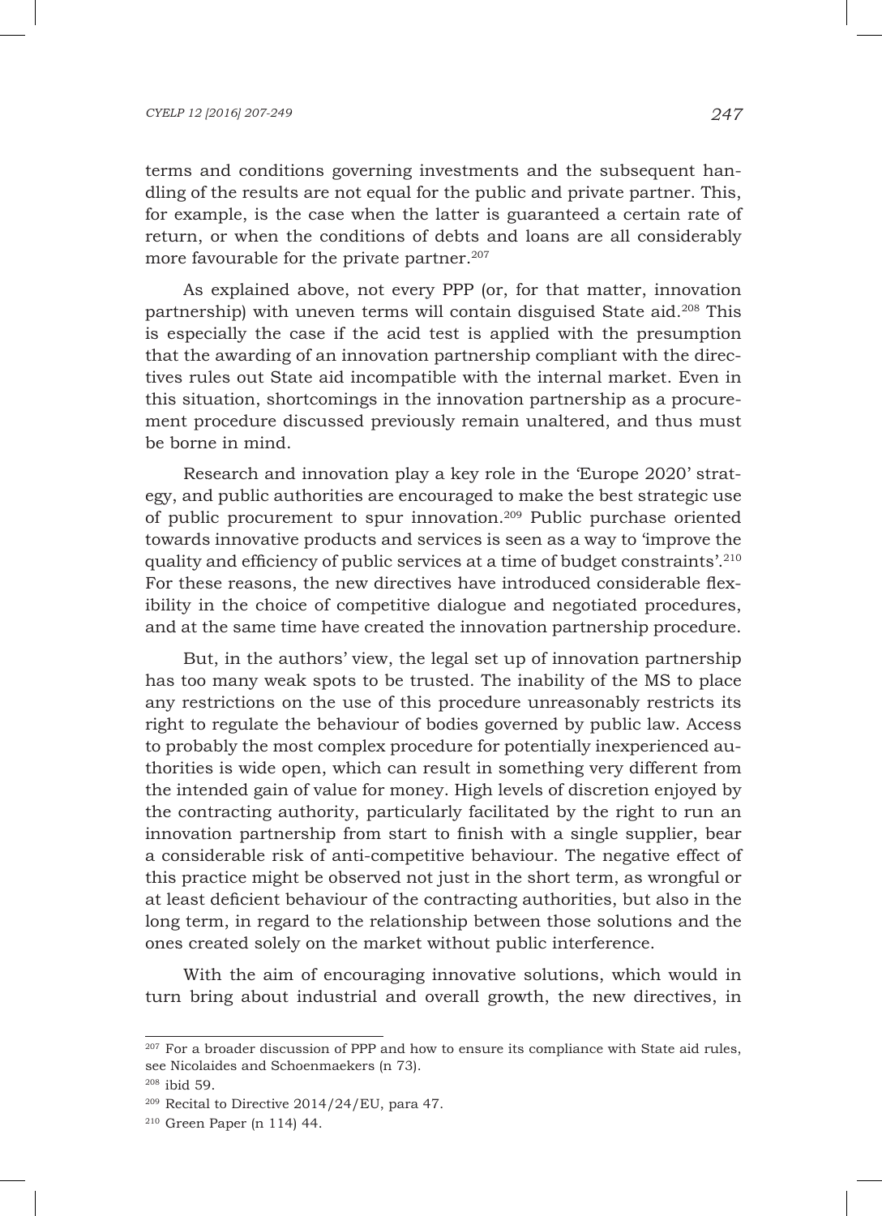terms and conditions governing investments and the subsequent handling of the results are not equal for the public and private partner. This, for example, is the case when the latter is guaranteed a certain rate of return, or when the conditions of debts and loans are all considerably more favourable for the private partner.[207]

As explained above, not every PPP (or, for that matter, innovation partnership) with uneven terms will contain disguised State aid.[208] This is especially the case if the acid test is applied with the presumption that the awarding of an innovation partnership compliant with the directives rules out State aid incompatible with the internal market. Even in this situation, shortcomings in the innovation partnership as a procurement procedure discussed previously remain unaltered, and thus must be borne in mind.

Research and innovation play a key role in the 'Europe 2020' strategy, and public authorities are encouraged to make the best strategic use of public procurement to spur innovation.[209] Public purchase oriented towards innovative products and services is seen as a way to 'improve the quality and efficiency of public services at a time of budget constraints'.[210] For these reasons, the new directives have introduced considerable flexibility in the choice of competitive dialogue and negotiated procedures, and at the same time have created the innovation partnership procedure.

But, in the authors' view, the legal set up of innovation partnership has too many weak spots to be trusted. The inability of the MS to place any restrictions on the use of this procedure unreasonably restricts its right to regulate the behaviour of bodies governed by public law. Access to probably the most complex procedure for potentially inexperienced authorities is wide open, which can result in something very different from the intended gain of value for money. High levels of discretion enjoyed by the contracting authority, particularly facilitated by the right to run an innovation partnership from start to finish with a single supplier, bear a considerable risk of anti-competitive behaviour. The negative effect of this practice might be observed not just in the short term, as wrongful or at least deficient behaviour of the contracting authorities, but also in the long term, in regard to the relationship between those solutions and the ones created solely on the market without public interference.

With the aim of encouraging innovative solutions, which would in turn bring about industrial and overall growth, the new directives, in

---

[207] For a broader discussion of PPP and how to ensure its compliance with State aid rules, see Nicolaides and Schoenmaekers (n 73).

[208] ibid 59.

[209] Recital to Directive 2014/24/EU, para 47.

[210] Green Paper (n 114) 44.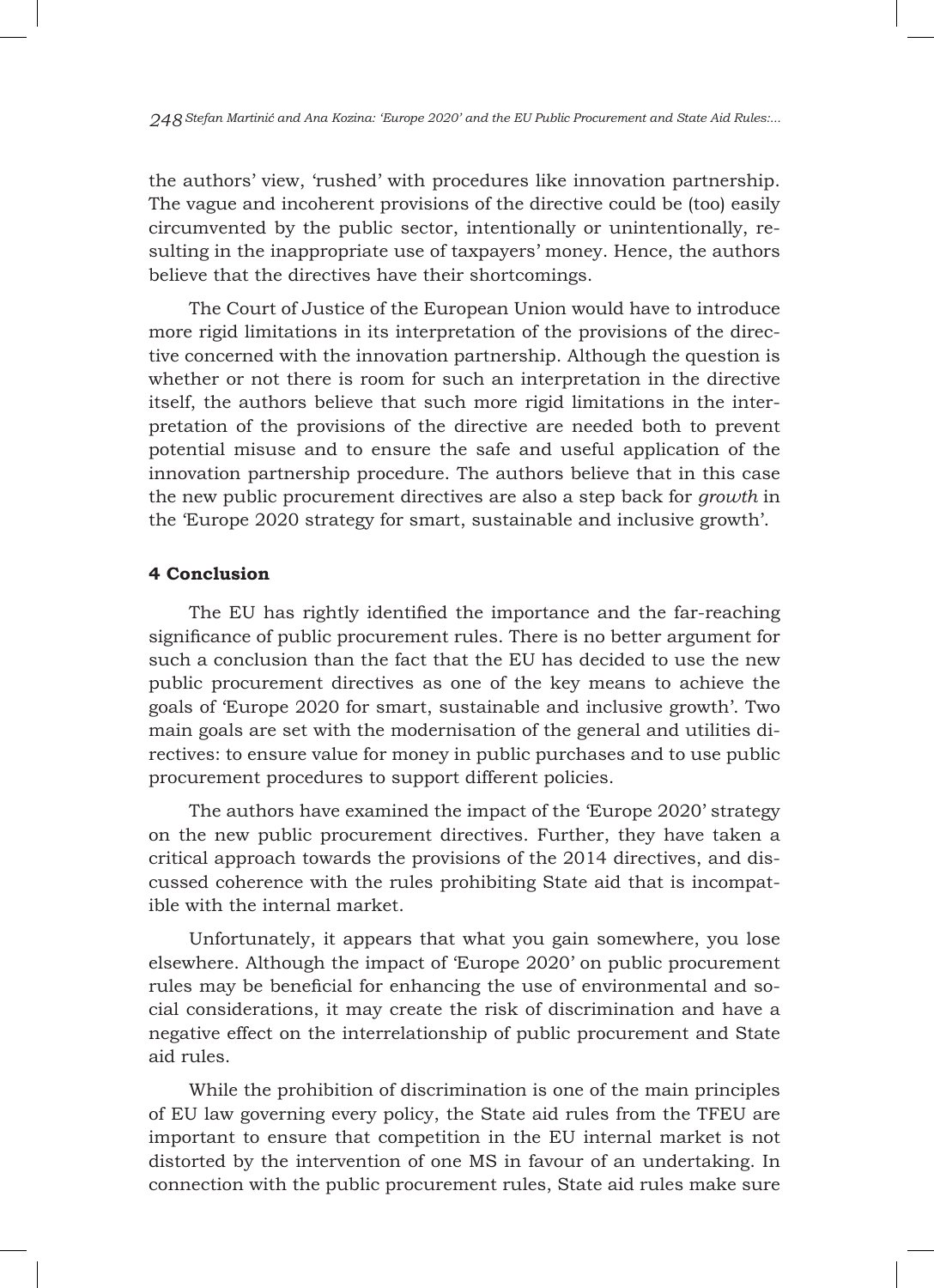the authors' view, 'rushed' with procedures like innovation partnership. The vague and incoherent provisions of the directive could be (too) easily circumvented by the public sector, intentionally or unintentionally, resulting in the inappropriate use of taxpayers' money. Hence, the authors believe that the directives have their shortcomings.

The Court of Justice of the European Union would have to introduce more rigid limitations in its interpretation of the provisions of the directive concerned with the innovation partnership. Although the question is whether or not there is room for such an interpretation in the directive itself, the authors believe that such more rigid limitations in the interpretation of the provisions of the directive are needed both to prevent potential misuse and to ensure the safe and useful application of the innovation partnership procedure. The authors believe that in this case the new public procurement directives are also a step back for *growth* in the 'Europe 2020 strategy for smart, sustainable and inclusive growth'.

## 4 Conclusion

The EU has rightly identified the importance and the far-reaching significance of public procurement rules. There is no better argument for such a conclusion than the fact that the EU has decided to use the new public procurement directives as one of the key means to achieve the goals of 'Europe 2020 for smart, sustainable and inclusive growth'. Two main goals are set with the modernisation of the general and utilities directives: to ensure value for money in public purchases and to use public procurement procedures to support different policies.

The authors have examined the impact of the 'Europe 2020' strategy on the new public procurement directives. Further, they have taken a critical approach towards the provisions of the 2014 directives, and discussed coherence with the rules prohibiting State aid that is incompatible with the internal market.

Unfortunately, it appears that what you gain somewhere, you lose elsewhere. Although the impact of 'Europe 2020' on public procurement rules may be beneficial for enhancing the use of environmental and social considerations, it may create the risk of discrimination and have a negative effect on the interrelationship of public procurement and State aid rules.

While the prohibition of discrimination is one of the main principles of EU law governing every policy, the State aid rules from the TFEU are important to ensure that competition in the EU internal market is not distorted by the intervention of one MS in favour of an undertaking. In connection with the public procurement rules, State aid rules make sure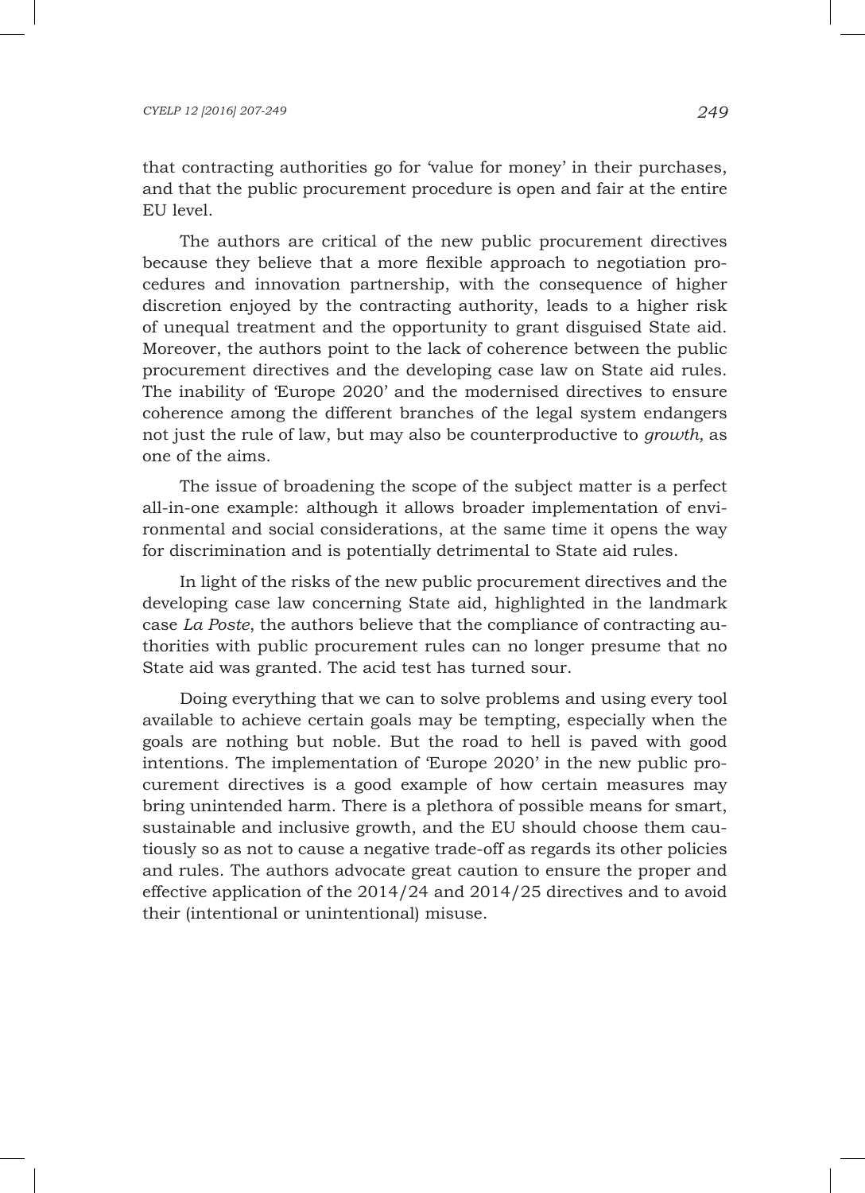that contracting authorities go for 'value for money' in their purchases, and that the public procurement procedure is open and fair at the entire EU level.

The authors are critical of the new public procurement directives because they believe that a more flexible approach to negotiation procedures and innovation partnership, with the consequence of higher discretion enjoyed by the contracting authority, leads to a higher risk of unequal treatment and the opportunity to grant disguised State aid. Moreover, the authors point to the lack of coherence between the public procurement directives and the developing case law on State aid rules. The inability of 'Europe 2020' and the modernised directives to ensure coherence among the different branches of the legal system endangers not just the rule of law, but may also be counterproductive to *growth,* as one of the aims.

The issue of broadening the scope of the subject matter is a perfect all-in-one example: although it allows broader implementation of environmental and social considerations, at the same time it opens the way for discrimination and is potentially detrimental to State aid rules.

In light of the risks of the new public procurement directives and the developing case law concerning State aid, highlighted in the landmark case *La Poste*, the authors believe that the compliance of contracting authorities with public procurement rules can no longer presume that no State aid was granted. The acid test has turned sour.

Doing everything that we can to solve problems and using every tool available to achieve certain goals may be tempting, especially when the goals are nothing but noble. But the road to hell is paved with good intentions. The implementation of 'Europe 2020' in the new public procurement directives is a good example of how certain measures may bring unintended harm. There is a plethora of possible means for smart, sustainable and inclusive growth, and the EU should choose them cautiously so as not to cause a negative trade-off as regards its other policies and rules. The authors advocate great caution to ensure the proper and effective application of the 2014/24 and 2014/25 directives and to avoid their (intentional or unintentional) misuse.